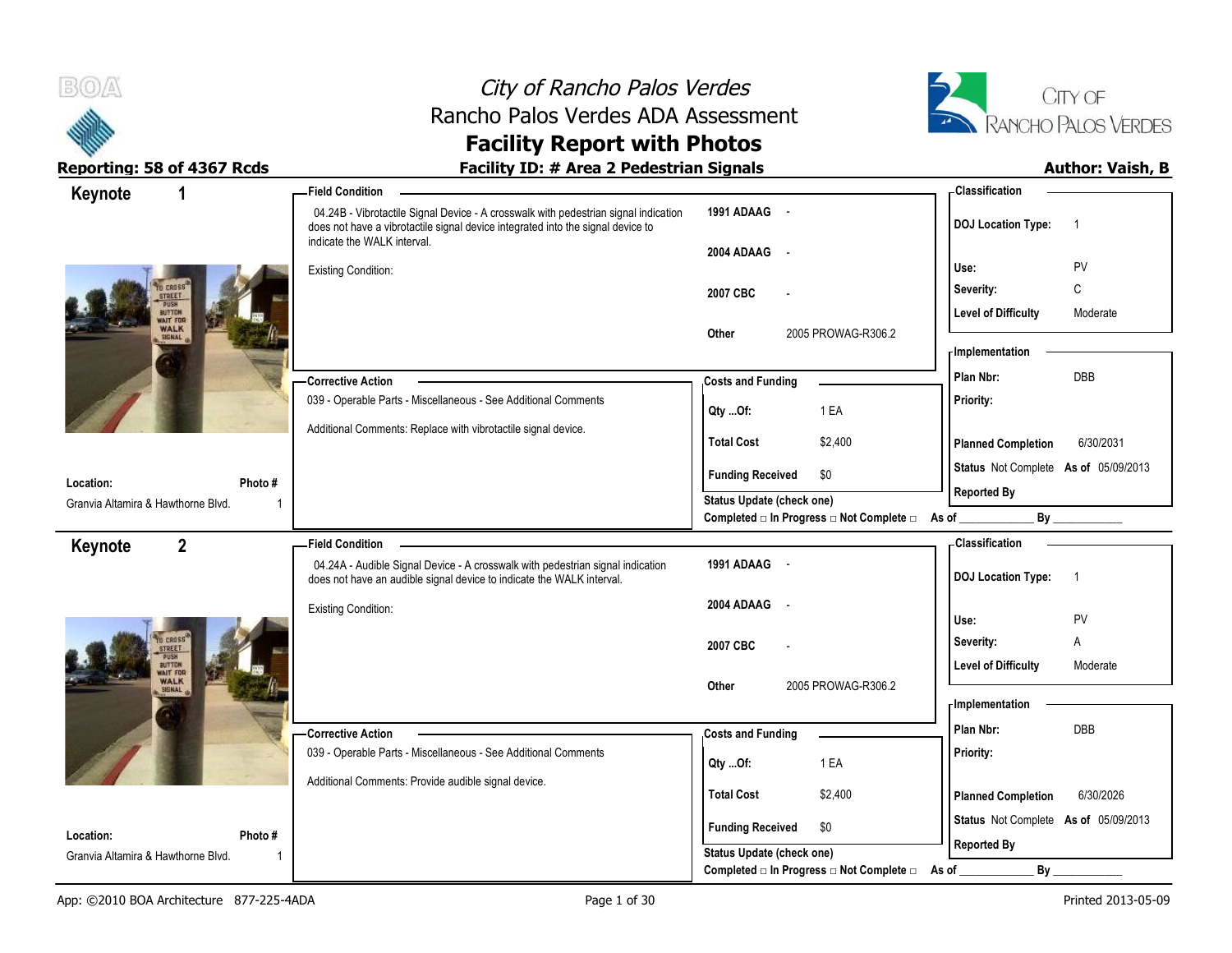# City of Rancho Palos Verdes

## Rancho Palos Verdes ADA Assessment

## Facility Report with Photos

**Reporting: 58 of 4367 Rcds** | **Facility ID: # Area 2 Pedestrian Signals** | **Author: Vaish, B**

---

### Keynote 1

**Field Condition**

04.24B - Vibrotactile Signal Device - A crosswalk with pedestrian signal indication does not have a vibrotactile signal device integrated into the signal device to indicate the WALK interval.

Existing Condition:

| | |
|---|---|
| 1991 ADAAG | - |
| 2004 ADAAG | - |
| 2007 CBC | - |
| Other | 2005 PROWAG-R306.2 |

**Classification**

| | |
|---|---|
| DOJ Location Type: | 1 |
| Use: | PV |
| Severity: | C |
| Level of Difficulty | Moderate |

**Corrective Action**

039 - Operable Parts - Miscellaneous - See Additional Comments

Additional Comments: Replace with vibrotactile signal device.

**Costs and Funding**

| | |
|---|---|
| Qty ...Of: | 1 EA |
| Total Cost | $2,400 |
| Funding Received | $0 |

**Implementation**

| | |
|---|---|
| Plan Nbr: | DBB |
| Priority: | |
| Planned Completion | 6/30/2031 |
| Status | Not Complete As of 05/09/2013 |
| Reported By | |

Status Update (check one)

Completed □ In Progress □ Not Complete □ As of ____________ By ____________

**Location:** Granvia Altamira & Hawthorne Blvd. **Photo #** 1

---

### Keynote 2

**Field Condition**

04.24A - Audible Signal Device - A crosswalk with pedestrian signal indication does not have an audible signal device to indicate the WALK interval.

Existing Condition:

| | |
|---|---|
| 1991 ADAAG | - |
| 2004 ADAAG | - |
| 2007 CBC | - |
| Other | 2005 PROWAG-R306.2 |

**Classification**

| | |
|---|---|
| DOJ Location Type: | 1 |
| Use: | PV |
| Severity: | A |
| Level of Difficulty | Moderate |

**Corrective Action**

039 - Operable Parts - Miscellaneous - See Additional Comments

Additional Comments: Provide audible signal device.

**Costs and Funding**

| | |
|---|---|
| Qty ...Of: | 1 EA |
| Total Cost | $2,400 |
| Funding Received | $0 |

**Implementation**

| | |
|---|---|
| Plan Nbr: | DBB |
| Priority: | |
| Planned Completion | 6/30/2026 |
| Status | Not Complete As of 05/09/2013 |
| Reported By | |

Status Update (check one)

Completed □ In Progress □ Not Complete □ As of ____________ By ____________

**Location:** Granvia Altamira & Hawthorne Blvd. **Photo #** 1

---

App: ©2010 BOA Architecture 877-225-4ADA | Printed 2013-05-09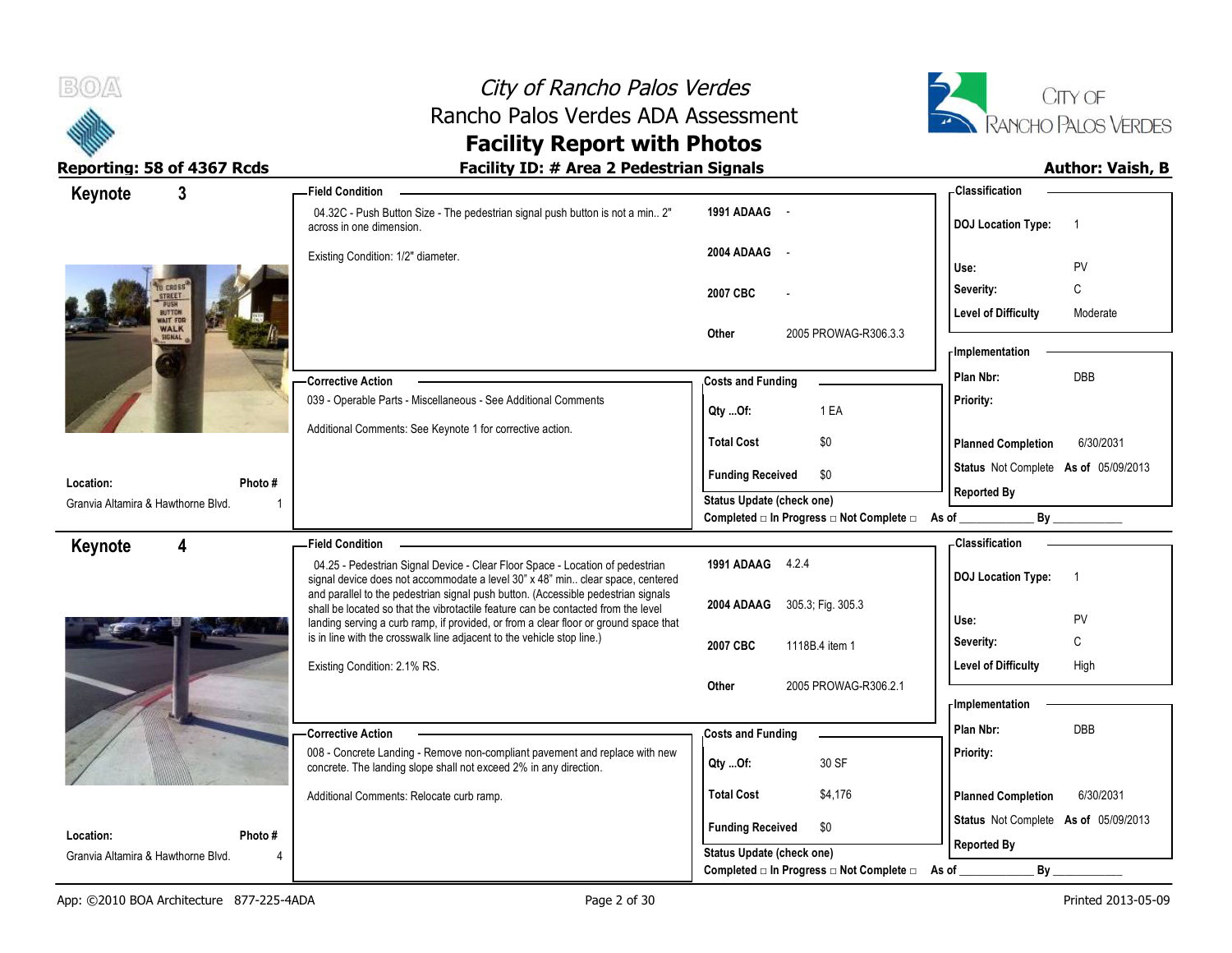# City of Rancho Palos Verdes
## Rancho Palos Verdes ADA Assessment
## Facility Report with Photos

**Reporting: 58 of 4367 Rcds** | **Facility ID: # Area 2 Pedestrian Signals** | **Author: Vaish, B**

---

## Keynote 3

**Location:** Granvia Altamira & Hawthorne Blvd.
**Photo #** 1

**Field Condition**

04.32C - Push Button Size - The pedestrian signal push button is not a min.. 2" across in one dimension.

Existing Condition: 1/2" diameter.

| | |
|---|---|
| 1991 ADAAG | - |
| 2004 ADAAG | - |
| 2007 CBC | - |
| Other | 2005 PROWAG-R306.3.3 |

**Corrective Action**

039 - Operable Parts - Miscellaneous - See Additional Comments

Additional Comments: See Keynote 1 for corrective action.

**Costs and Funding**

| | |
|---|---|
| Qty ...Of: | 1 EA |
| Total Cost | $0 |
| Funding Received | $0 |

Status Update (check one)
Completed □ In Progress □ Not Complete □ As of ____________ By ____________

**Classification**

| | |
|---|---|
| DOJ Location Type: | 1 |
| Use: | PV |
| Severity: | C |
| Level of Difficulty | Moderate |

**Implementation**

| | |
|---|---|
| Plan Nbr: | DBB |
| Priority: | |
| Planned Completion | 6/30/2031 |
| Status | Not Complete As of 05/09/2013 |
| Reported By | |

---

## Keynote 4

**Location:** Granvia Altamira & Hawthorne Blvd.
**Photo #** 4

**Field Condition**

04.25 - Pedestrian Signal Device - Clear Floor Space - Location of pedestrian signal device does not accommodate a level 30" x 48" min.. clear space, centered and parallel to the pedestrian signal push button. (Accessible pedestrian signals shall be located so that the vibrotactile feature can be contacted from the level landing serving a curb ramp, if provided, or from a clear floor or ground space that is in line with the crosswalk line adjacent to the vehicle stop line.)

Existing Condition: 2.1% RS.

| | |
|---|---|
| 1991 ADAAG | 4.2.4 |
| 2004 ADAAG | 305.3; Fig. 305.3 |
| 2007 CBC | 1118B.4 item 1 |
| Other | 2005 PROWAG-R306.2.1 |

**Corrective Action**

008 - Concrete Landing - Remove non-compliant pavement and replace with new concrete. The landing slope shall not exceed 2% in any direction.

Additional Comments: Relocate curb ramp.

**Costs and Funding**

| | |
|---|---|
| Qty ...Of: | 30 SF |
| Total Cost | $4,176 |
| Funding Received | $0 |

Status Update (check one)
Completed □ In Progress □ Not Complete □ As of ____________ By ____________

**Classification**

| | |
|---|---|
| DOJ Location Type: | 1 |
| Use: | PV |
| Severity: | C |
| Level of Difficulty | High |

**Implementation**

| | |
|---|---|
| Plan Nbr: | DBB |
| Priority: | |
| Planned Completion | 6/30/2031 |
| Status | Not Complete As of 05/09/2013 |
| Reported By | |

App: ©2010 BOA Architecture 877-225-4ADA | Printed 2013-05-09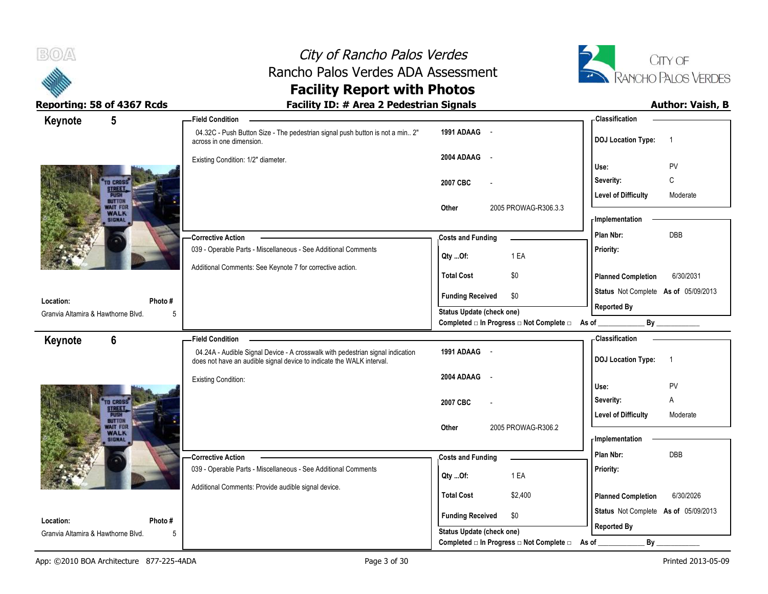# City of Rancho Palos Verdes
## Rancho Palos Verdes ADA Assessment
## Facility Report with Photos

**Reporting: 58 of 4367 Rcds** | **Facility ID: # Area 2 Pedestrian Signals** | **Author: Vaish, B**

---

### Keynote 5

**Location:** Granvia Altamira & Hawthorne Blvd.
**Photo #:** 5

**Field Condition**

04.32C - Push Button Size - The pedestrian signal push button is not a min.. 2" across in one dimension.

Existing Condition: 1/2" diameter.

| | |
|---|---|
| 1991 ADAAG | - |
| 2004 ADAAG | - |
| 2007 CBC | - |
| Other | 2005 PROWAG-R306.3.3 |

**Corrective Action**

039 - Operable Parts - Miscellaneous - See Additional Comments

Additional Comments: See Keynote 7 for corrective action.

**Costs and Funding**

| | |
|---|---|
| Qty ...Of: | 1 EA |
| Total Cost | $0 |
| Funding Received | $0 |

Status Update (check one)
Completed □ In Progress □ Not Complete □ As of ____________ By ____________

**Classification**

| | |
|---|---|
| DOJ Location Type: | 1 |
| Use: | PV |
| Severity: | C |
| Level of Difficulty | Moderate |

**Implementation**

| | |
|---|---|
| Plan Nbr: | DBB |
| Priority: | |
| Planned Completion | 6/30/2031 |
| Status | Not Complete As of 05/09/2013 |
| Reported By | |

---

### Keynote 6

**Location:** Granvia Altamira & Hawthorne Blvd.
**Photo #:** 5

**Field Condition**

04.24A - Audible Signal Device - A crosswalk with pedestrian signal indication does not have an audible signal device to indicate the WALK interval.

Existing Condition:

| | |
|---|---|
| 1991 ADAAG | - |
| 2004 ADAAG | - |
| 2007 CBC | - |
| Other | 2005 PROWAG-R306.2 |

**Corrective Action**

039 - Operable Parts - Miscellaneous - See Additional Comments

Additional Comments: Provide audible signal device.

**Costs and Funding**

| | |
|---|---|
| Qty ...Of: | 1 EA |
| Total Cost | $2,400 |
| Funding Received | $0 |

Status Update (check one)
Completed □ In Progress □ Not Complete □ As of ____________ By ____________

**Classification**

| | |
|---|---|
| DOJ Location Type: | 1 |
| Use: | PV |
| Severity: | A |
| Level of Difficulty | Moderate |

**Implementation**

| | |
|---|---|
| Plan Nbr: | DBB |
| Priority: | |
| Planned Completion | 6/30/2026 |
| Status | Not Complete As of 05/09/2013 |
| Reported By | |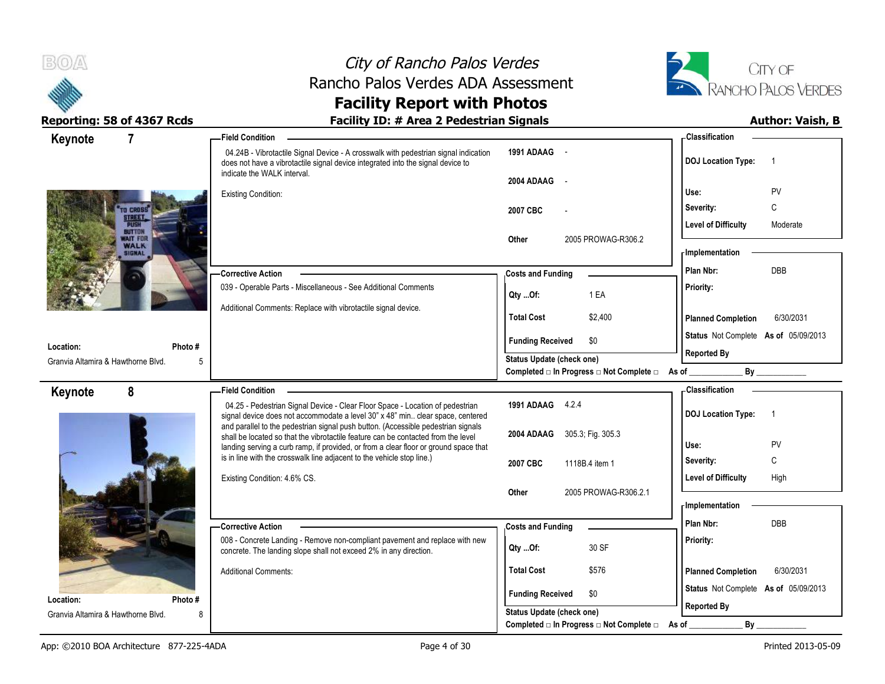# City of Rancho Palos Verdes
## Rancho Palos Verdes ADA Assessment
## Facility Report with Photos

**Reporting: 58 of 4367 Rcds** | **Facility ID: # Area 2 Pedestrian Signals** | **Author: Vaish, B**

---

## Keynote 7

**Location:** Granvia Altamira & Hawthorne Blvd.
**Photo #** 5

**Field Condition**

04.24B - Vibrotactile Signal Device - A crosswalk with pedestrian signal indication does not have a vibrotactile signal device integrated into the signal device to indicate the WALK interval.

Existing Condition:

| | |
|---|---|
| 1991 ADAAG | - |
| 2004 ADAAG | - |
| 2007 CBC | - |
| Other | 2005 PROWAG-R306.2 |

**Corrective Action**

039 - Operable Parts - Miscellaneous - See Additional Comments

Additional Comments: Replace with vibrotactile signal device.

**Costs and Funding**

| | |
|---|---|
| Qty ...Of: | 1 EA |
| Total Cost | $2,400 |
| Funding Received | $0 |

Status Update (check one)
Completed □ In Progress □ Not Complete □ As of ____________ By ____________

**Classification**

| | |
|---|---|
| DOJ Location Type: | 1 |
| Use: | PV |
| Severity: | C |
| Level of Difficulty | Moderate |

**Implementation**

| | |
|---|---|
| Plan Nbr: | DBB |
| Priority: | |
| Planned Completion | 6/30/2031 |
| Status | Not Complete As of 05/09/2013 |
| Reported By | |

---

## Keynote 8

**Location:** Granvia Altamira & Hawthorne Blvd.
**Photo #** 8

**Field Condition**

04.25 - Pedestrian Signal Device - Clear Floor Space - Location of pedestrian signal device does not accommodate a level 30" x 48" min.. clear space, centered and parallel to the pedestrian signal push button. (Accessible pedestrian signals shall be located so that the vibrotactile feature can be contacted from the level landing serving a curb ramp, if provided, or from a clear floor or ground space that is in line with the crosswalk line adjacent to the vehicle stop line.)

Existing Condition: 4.6% CS.

| | |
|---|---|
| 1991 ADAAG | 4.2.4 |
| 2004 ADAAG | 305.3; Fig. 305.3 |
| 2007 CBC | 1118B.4 item 1 |
| Other | 2005 PROWAG-R306.2.1 |

**Corrective Action**

008 - Concrete Landing - Remove non-compliant pavement and replace with new concrete. The landing slope shall not exceed 2% in any direction.

Additional Comments:

**Costs and Funding**

| | |
|---|---|
| Qty ...Of: | 30 SF |
| Total Cost | $576 |
| Funding Received | $0 |

Status Update (check one)
Completed □ In Progress □ Not Complete □ As of ____________ By ____________

**Classification**

| | |
|---|---|
| DOJ Location Type: | 1 |
| Use: | PV |
| Severity: | C |
| Level of Difficulty | High |

**Implementation**

| | |
|---|---|
| Plan Nbr: | DBB |
| Priority: | |
| Planned Completion | 6/30/2031 |
| Status | Not Complete As of 05/09/2013 |
| Reported By | |

App: ©2010 BOA Architecture 877-225-4ADA | Printed 2013-05-09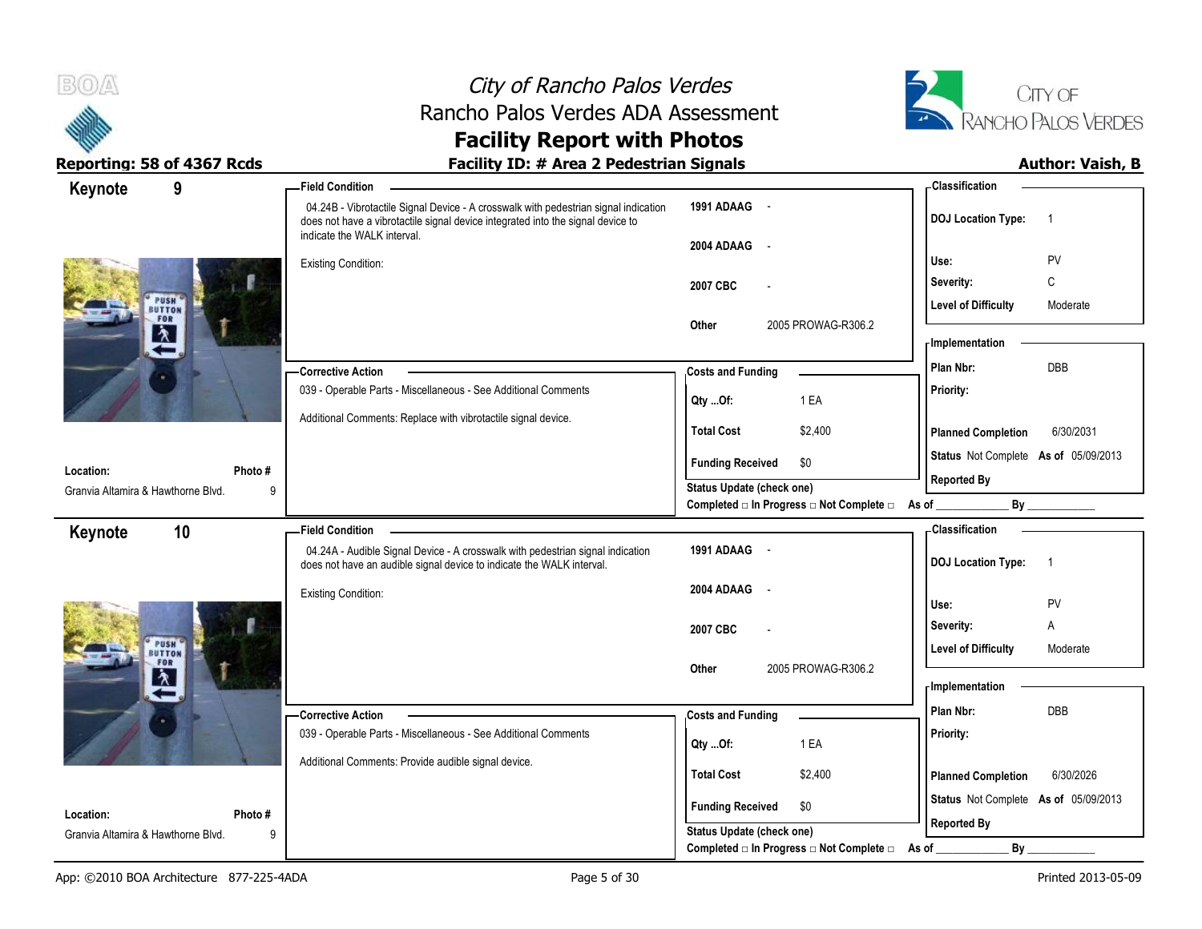# City of Rancho Palos Verdes
## Rancho Palos Verdes ADA Assessment
## Facility Report with Photos

**Reporting: 58 of 4367 Rcds** | **Facility ID: # Area 2 Pedestrian Signals** | **Author: Vaish, B**

---

### Keynote 9

**Field Condition**

04.24B - Vibrotactile Signal Device - A crosswalk with pedestrian signal indication does not have a vibrotactile signal device integrated into the signal device to indicate the WALK interval.

Existing Condition:

| | |
|---|---|
| 1991 ADAAG | - |
| 2004 ADAAG | - |
| 2007 CBC | - |
| Other | 2005 PROWAG-R306.2 |

**Classification**

| | |
|---|---|
| DOJ Location Type: | 1 |
| Use: | PV |
| Severity: | C |
| Level of Difficulty | Moderate |

**Corrective Action**

039 - Operable Parts - Miscellaneous - See Additional Comments

Additional Comments: Replace with vibrotactile signal device.

**Costs and Funding**

| | |
|---|---|
| Qty ...Of: | 1 EA |
| Total Cost | $2,400 |
| Funding Received | $0 |

Status Update (check one)
Completed □ In Progress □ Not Complete □ As of ____________ By ____________

**Implementation**

| | |
|---|---|
| Plan Nbr: | DBB |
| Priority: | |
| Planned Completion | 6/30/2031 |
| Status | Not Complete As of 05/09/2013 |
| Reported By | |

**Location:** Granvia Altamira & Hawthorne Blvd. | **Photo #** 9

---

### Keynote 10

**Field Condition**

04.24A - Audible Signal Device - A crosswalk with pedestrian signal indication does not have an audible signal device to indicate the WALK interval.

Existing Condition:

| | |
|---|---|
| 1991 ADAAG | - |
| 2004 ADAAG | - |
| 2007 CBC | - |
| Other | 2005 PROWAG-R306.2 |

**Classification**

| | |
|---|---|
| DOJ Location Type: | 1 |
| Use: | PV |
| Severity: | A |
| Level of Difficulty | Moderate |

**Corrective Action**

039 - Operable Parts - Miscellaneous - See Additional Comments

Additional Comments: Provide audible signal device.

**Costs and Funding**

| | |
|---|---|
| Qty ...Of: | 1 EA |
| Total Cost | $2,400 |
| Funding Received | $0 |

Status Update (check one)
Completed □ In Progress □ Not Complete □ As of ____________ By ____________

**Implementation**

| | |
|---|---|
| Plan Nbr: | DBB |
| Priority: | |
| Planned Completion | 6/30/2026 |
| Status | Not Complete As of 05/09/2013 |
| Reported By | |

**Location:** Granvia Altamira & Hawthorne Blvd. | **Photo #** 9

---

App: ©2010 BOA Architecture 877-225-4ADA | Printed 2013-05-09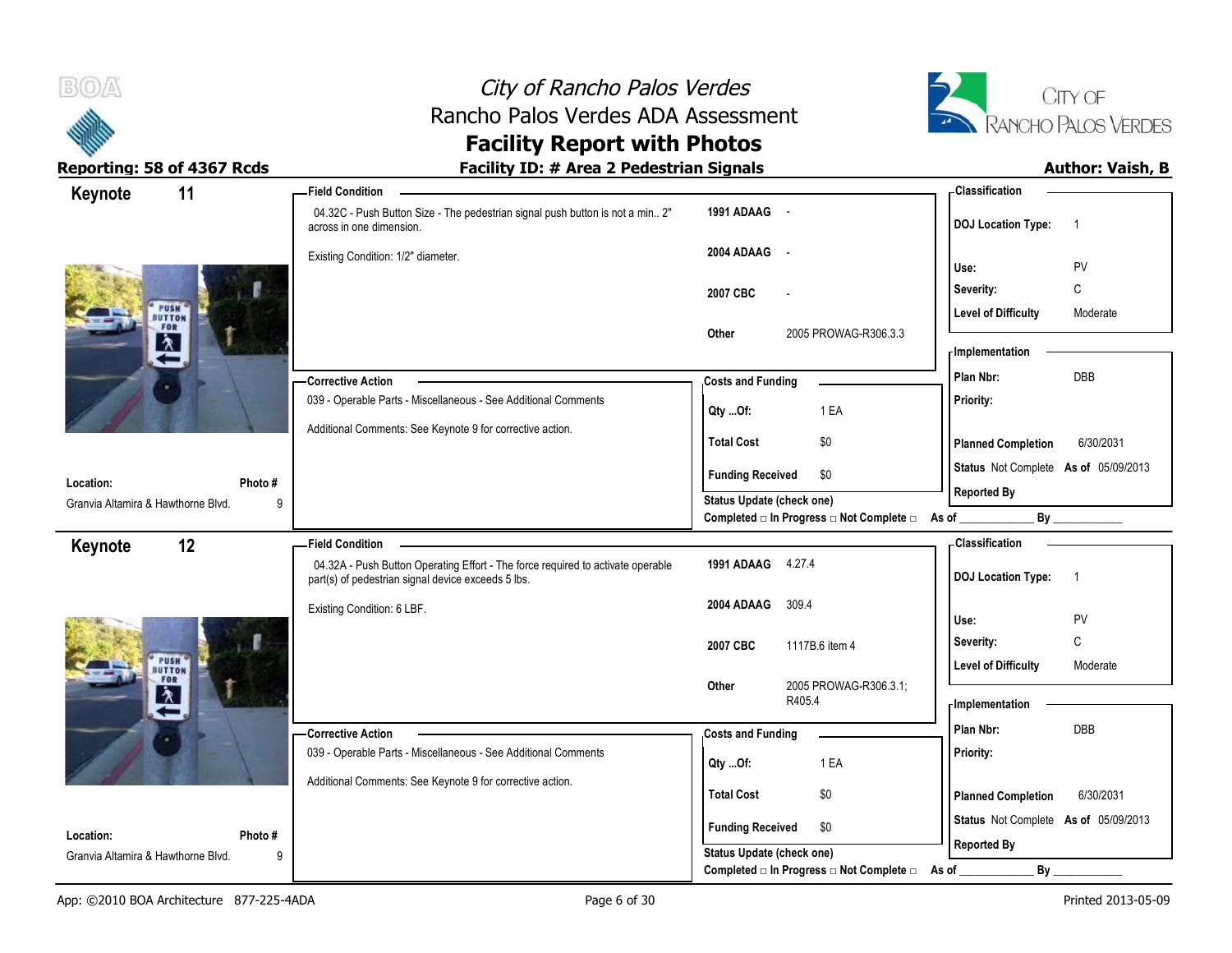# City of Rancho Palos Verdes
## Rancho Palos Verdes ADA Assessment
## Facility Report with Photos

**Reporting: 58 of 4367 Rcds** | **Facility ID: # Area 2 Pedestrian Signals** | **Author: Vaish, B**

---

## Keynote 11

**Field Condition**

04.32C - Push Button Size - The pedestrian signal push button is not a min.. 2" across in one dimension.

Existing Condition: 1/2" diameter.

| | |
|---|---|
| 1991 ADAAG | - |
| 2004 ADAAG | - |
| 2007 CBC | - |
| Other | 2005 PROWAG-R306.3.3 |

**Classification**

| | |
|---|---|
| DOJ Location Type: | 1 |
| Use: | PV |
| Severity: | C |
| Level of Difficulty | Moderate |

**Corrective Action**

039 - Operable Parts - Miscellaneous - See Additional Comments

Additional Comments: See Keynote 9 for corrective action.

**Costs and Funding**

| | |
|---|---|
| Qty ...Of: | 1 EA |
| Total Cost | $0 |
| Funding Received | $0 |

Status Update (check one)

Completed □ In Progress □ Not Complete □ As of ____________ By ____________

**Implementation**

| | |
|---|---|
| Plan Nbr: | DBB |
| Priority: | |
| Planned Completion | 6/30/2031 |
| Status | Not Complete As of 05/09/2013 |
| Reported By | |

**Location:** Granvia Altamira & Hawthorne Blvd.

**Photo #** 9

---

## Keynote 12

**Field Condition**

04.32A - Push Button Operating Effort - The force required to activate operable part(s) of pedestrian signal device exceeds 5 lbs.

Existing Condition: 6 LBF.

| | |
|---|---|
| 1991 ADAAG | 4.27.4 |
| 2004 ADAAG | 309.4 |
| 2007 CBC | 1117B.6 item 4 |
| Other | 2005 PROWAG-R306.3.1; R405.4 |

**Classification**

| | |
|---|---|
| DOJ Location Type: | 1 |
| Use: | PV |
| Severity: | C |
| Level of Difficulty | Moderate |

**Corrective Action**

039 - Operable Parts - Miscellaneous - See Additional Comments

Additional Comments: See Keynote 9 for corrective action.

**Costs and Funding**

| | |
|---|---|
| Qty ...Of: | 1 EA |
| Total Cost | $0 |
| Funding Received | $0 |

Status Update (check one)

Completed □ In Progress □ Not Complete □ As of ____________ By ____________

**Implementation**

| | |
|---|---|
| Plan Nbr: | DBB |
| Priority: | |
| Planned Completion | 6/30/2031 |
| Status | Not Complete As of 05/09/2013 |
| Reported By | |

**Location:** Granvia Altamira & Hawthorne Blvd.

**Photo #** 9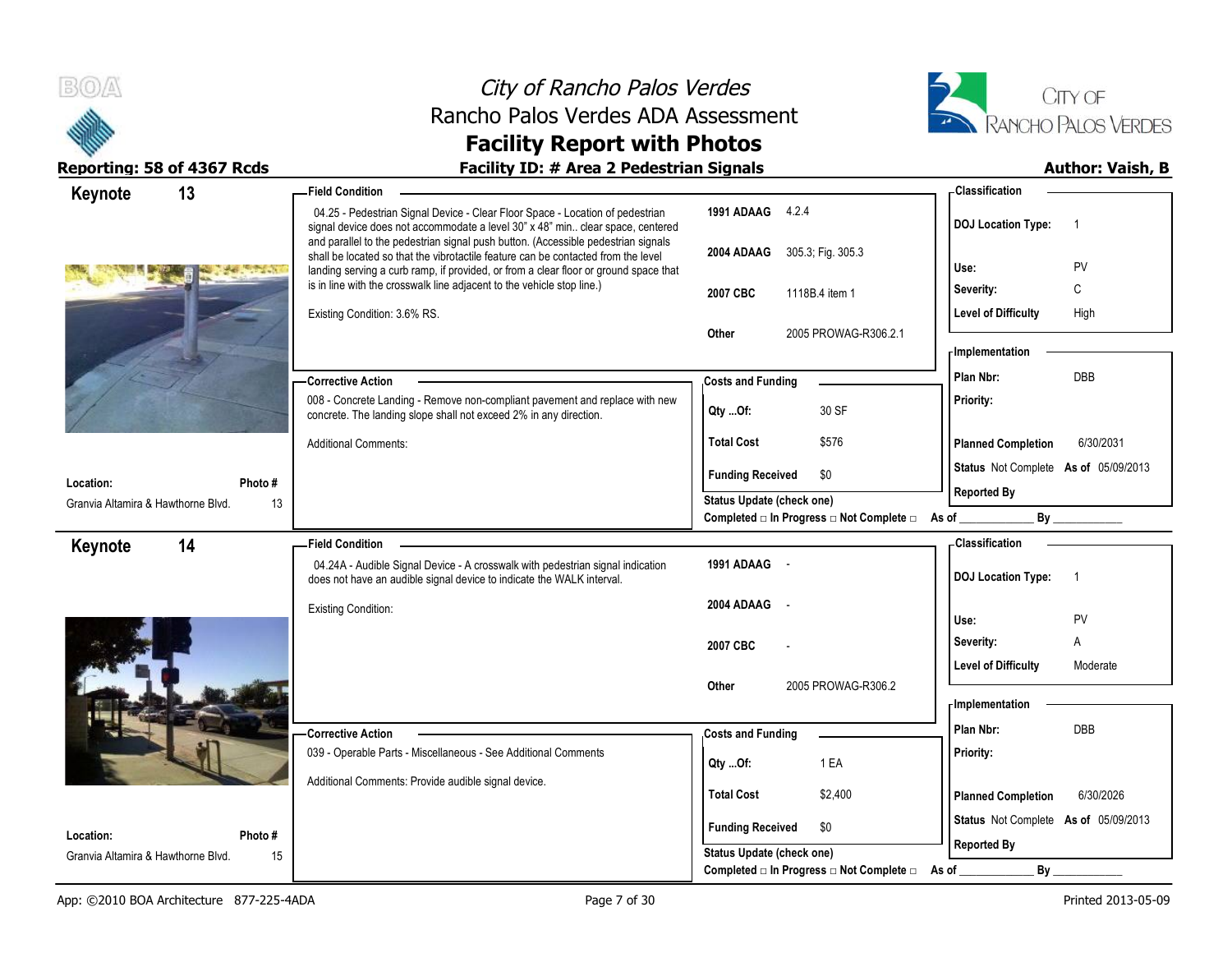# City of Rancho Palos Verdes
## Rancho Palos Verdes ADA Assessment
## Facility Report with Photos

**Reporting: 58 of 4367 Rcds** | **Facility ID: # Area 2 Pedestrian Signals** | **Author: Vaish, B**

---

### Keynote 13

**Location:** Granvia Altamira & Hawthorne Blvd.
**Photo #:** 13

**Field Condition**

04.25 - Pedestrian Signal Device - Clear Floor Space - Location of pedestrian signal device does not accommodate a level 30" x 48" min.. clear space, centered and parallel to the pedestrian signal push button. (Accessible pedestrian signals shall be located so that the vibrotactile feature can be contacted from the level landing serving a curb ramp, if provided, or from a clear floor or ground space that is in line with the crosswalk line adjacent to the vehicle stop line.)

Existing Condition: 3.6% RS.

| | |
|---|---|
| 1991 ADAAG | 4.2.4 |
| 2004 ADAAG | 305.3; Fig. 305.3 |
| 2007 CBC | 1118B.4 item 1 |
| Other | 2005 PROWAG-R306.2.1 |

**Corrective Action**

008 - Concrete Landing - Remove non-compliant pavement and replace with new concrete. The landing slope shall not exceed 2% in any direction.

Additional Comments:

**Costs and Funding**

| | |
|---|---|
| Qty ...Of: | 30 SF |
| Total Cost | $576 |
| Funding Received | $0 |

Status Update (check one)
Completed □ In Progress □ Not Complete □ As of ____________ By ____________

**Classification**

| | |
|---|---|
| DOJ Location Type: | 1 |
| Use: | PV |
| Severity: | C |
| Level of Difficulty | High |

**Implementation**

| | |
|---|---|
| Plan Nbr: | DBB |
| Priority: | |
| Planned Completion | 6/30/2031 |
| Status | Not Complete As of 05/09/2013 |
| Reported By | |

---

### Keynote 14

**Location:** Granvia Altamira & Hawthorne Blvd.
**Photo #:** 15

**Field Condition**

04.24A - Audible Signal Device - A crosswalk with pedestrian signal indication does not have an audible signal device to indicate the WALK interval.

Existing Condition:

| | |
|---|---|
| 1991 ADAAG | - |
| 2004 ADAAG | - |
| 2007 CBC | - |
| Other | 2005 PROWAG-R306.2 |

**Corrective Action**

039 - Operable Parts - Miscellaneous - See Additional Comments

Additional Comments: Provide audible signal device.

**Costs and Funding**

| | |
|---|---|
| Qty ...Of: | 1 EA |
| Total Cost | $2,400 |
| Funding Received | $0 |

Status Update (check one)
Completed □ In Progress □ Not Complete □ As of ____________ By ____________

**Classification**

| | |
|---|---|
| DOJ Location Type: | 1 |
| Use: | PV |
| Severity: | A |
| Level of Difficulty | Moderate |

**Implementation**

| | |
|---|---|
| Plan Nbr: | DBB |
| Priority: | |
| Planned Completion | 6/30/2026 |
| Status | Not Complete As of 05/09/2013 |
| Reported By | |

App: ©2010 BOA Architecture 877-225-4ADA | Printed 2013-05-09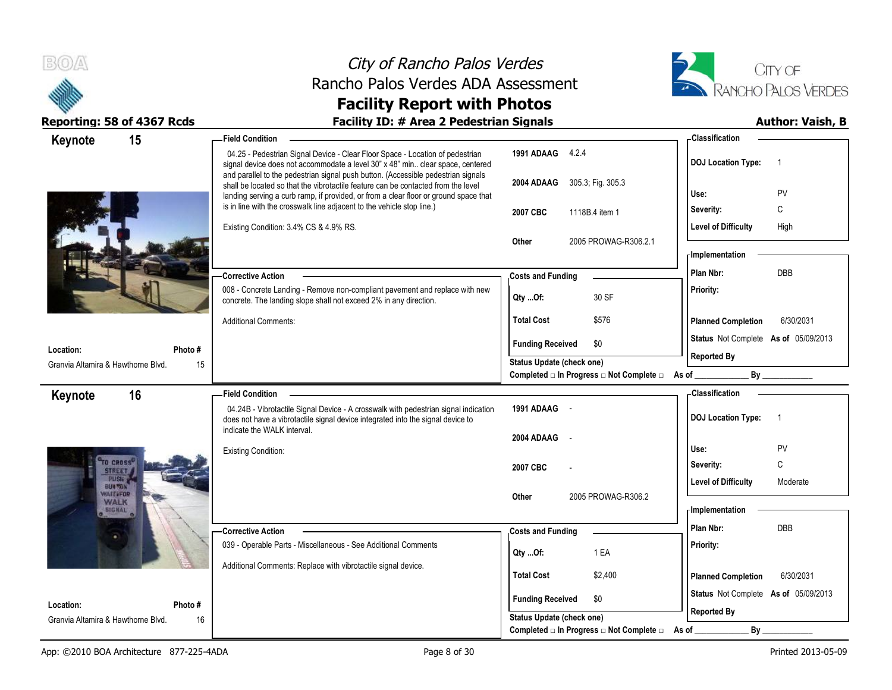# City of Rancho Palos Verdes
## Rancho Palos Verdes ADA Assessment
## Facility Report with Photos

**Reporting: 58 of 4367 Rcds** | **Facility ID: # Area 2 Pedestrian Signals** | **Author: Vaish, B**

---

### Keynote 15

**Location:** Granvia Altamira & Hawthorne Blvd.
**Photo #:** 15

**Field Condition**

04.25 - Pedestrian Signal Device - Clear Floor Space - Location of pedestrian signal device does not accommodate a level 30" x 48" min.. clear space, centered and parallel to the pedestrian signal push button. (Accessible pedestrian signals shall be located so that the vibrotactile feature can be contacted from the level landing serving a curb ramp, if provided, or from a clear floor or ground space that is in line with the crosswalk line adjacent to the vehicle stop line.)

Existing Condition: 3.4% CS & 4.9% RS.

| | |
|---|---|
| 1991 ADAAG | 4.2.4 |
| 2004 ADAAG | 305.3; Fig. 305.3 |
| 2007 CBC | 1118B.4 item 1 |
| Other | 2005 PROWAG-R306.2.1 |

**Classification**

| | |
|---|---|
| DOJ Location Type: | 1 |
| Use: | PV |
| Severity: | C |
| Level of Difficulty | High |

**Corrective Action**

008 - Concrete Landing - Remove non-compliant pavement and replace with new concrete. The landing slope shall not exceed 2% in any direction.

Additional Comments:

**Costs and Funding**

| | |
|---|---|
| Qty ...Of: | 30 SF |
| Total Cost | $576 |
| Funding Received | $0 |

**Implementation**

| | |
|---|---|
| Plan Nbr: | DBB |
| Priority: | |
| Planned Completion | 6/30/2031 |
| Status | Not Complete As of 05/09/2013 |
| Reported By | |

Status Update (check one)
Completed □ In Progress □ Not Complete □ As of ____________ By ____________

---

### Keynote 16

**Location:** Granvia Altamira & Hawthorne Blvd.
**Photo #:** 16

**Field Condition**

04.24B - Vibrotactile Signal Device - A crosswalk with pedestrian signal indication does not have a vibrotactile signal device integrated into the signal device to indicate the WALK interval.

Existing Condition:

| | |
|---|---|
| 1991 ADAAG | - |
| 2004 ADAAG | - |
| 2007 CBC | - |
| Other | 2005 PROWAG-R306.2 |

**Classification**

| | |
|---|---|
| DOJ Location Type: | 1 |
| Use: | PV |
| Severity: | C |
| Level of Difficulty | Moderate |

**Corrective Action**

039 - Operable Parts - Miscellaneous - See Additional Comments

Additional Comments: Replace with vibrotactile signal device.

**Costs and Funding**

| | |
|---|---|
| Qty ...Of: | 1 EA |
| Total Cost | $2,400 |
| Funding Received | $0 |

**Implementation**

| | |
|---|---|
| Plan Nbr: | DBB |
| Priority: | |
| Planned Completion | 6/30/2031 |
| Status | Not Complete As of 05/09/2013 |
| Reported By | |

Status Update (check one)
Completed □ In Progress □ Not Complete □ As of ____________ By ____________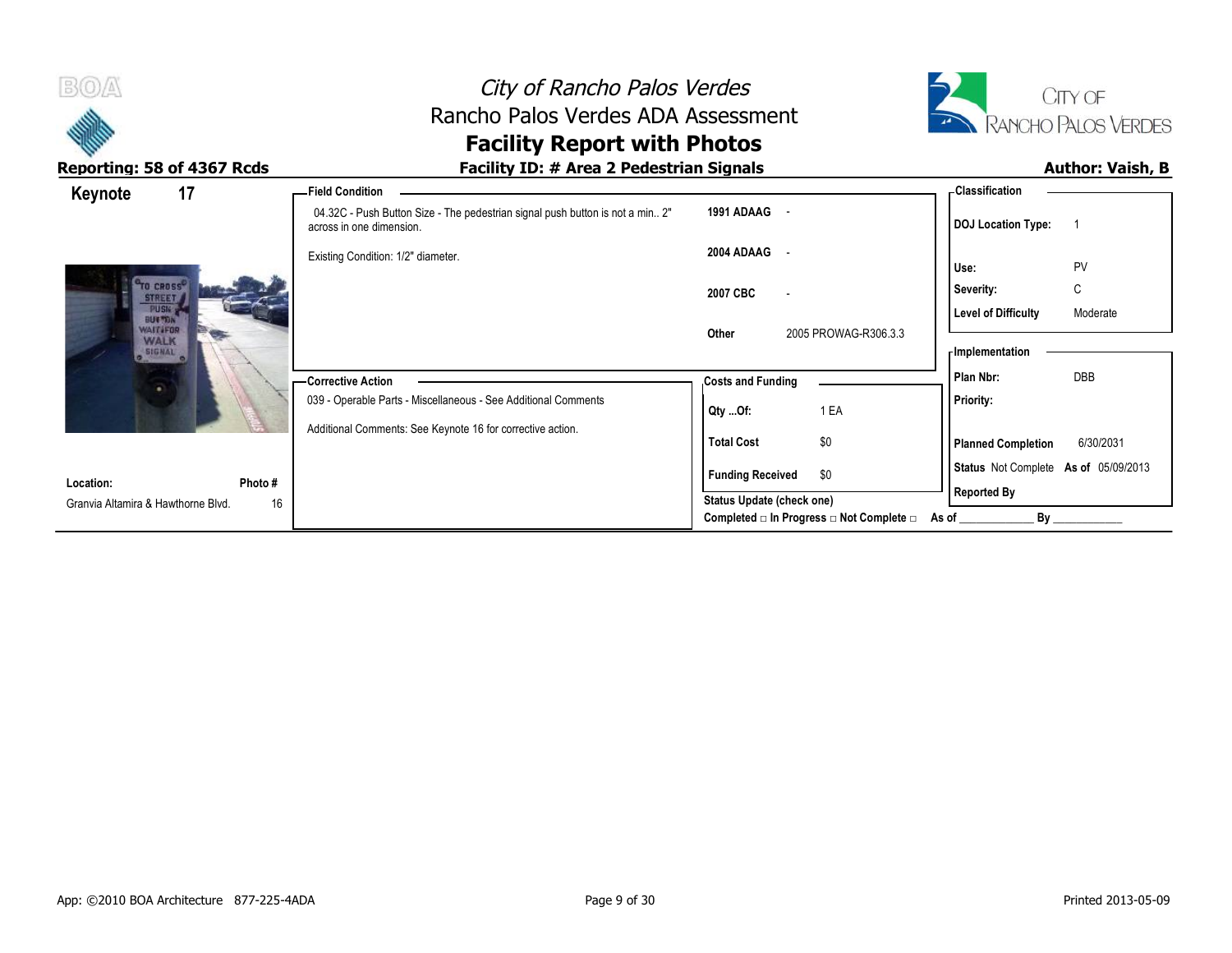# City of Rancho Palos Verdes
## Rancho Palos Verdes ADA Assessment
## Facility Report with Photos

**Reporting: 58 of 4367 Rcds**

**Facility ID: # Area 2 Pedestrian Signals**

**Author: Vaish, B**

**Keynote 17**

**Location:** Granvia Altamira & Hawthorne Blvd.

**Photo #** 16

**Field Condition**

04.32C - Push Button Size - The pedestrian signal push button is not a min.. 2" across in one dimension.

Existing Condition: 1/2" diameter.

| | |
|---|---|
| 1991 ADAAG | - |
| 2004 ADAAG | - |
| 2007 CBC | - |
| Other | 2005 PROWAG-R306.3.3 |

**Classification**

| | |
|---|---|
| DOJ Location Type: | 1 |
| Use: | PV |
| Severity: | C |
| Level of Difficulty | Moderate |

**Corrective Action**

039 - Operable Parts - Miscellaneous - See Additional Comments

Additional Comments: See Keynote 16 for corrective action.

**Costs and Funding**

| | |
|---|---|
| Qty ...Of: | 1 EA |
| Total Cost | $0 |
| Funding Received | $0 |

**Implementation**

| | |
|---|---|
| Plan Nbr: | DBB |
| Priority: | |
| Planned Completion | 6/30/2031 |
| Status | Not Complete As of 05/09/2013 |
| Reported By | |

**Status Update (check one)**

Completed □ In Progress □ Not Complete □ As of ____________ By ____________

App: ©2010 BOA Architecture 877-225-4ADA

Printed 2013-05-09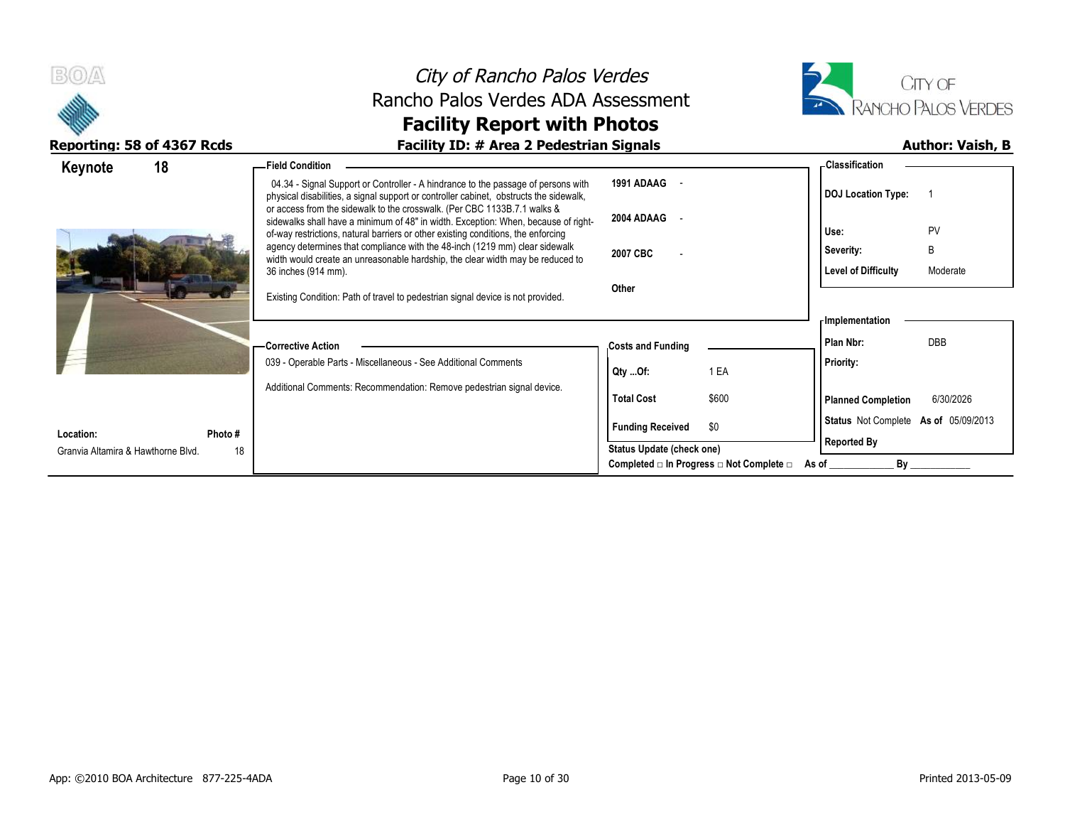# City of Rancho Palos Verdes
## Rancho Palos Verdes ADA Assessment
## Facility Report with Photos

**Reporting: 58 of 4367 Rcds**

**Facility ID: # Area 2 Pedestrian Signals**

**Author: Vaish, B**

**Keynote 18**

**Field Condition**

04.34 - Signal Support or Controller - A hindrance to the passage of persons with physical disabilities, a signal support or controller cabinet, obstructs the sidewalk, or access from the sidewalk to the crosswalk. (Per CBC 1133B.7.1 walks & sidewalks shall have a minimum of 48" in width. Exception: When, because of right-of-way restrictions, natural barriers or other existing conditions, the enforcing agency determines that compliance with the 48-inch (1219 mm) clear sidewalk width would create an unreasonable hardship, the clear width may be reduced to 36 inches (914 mm).

Existing Condition: Path of travel to pedestrian signal device is not provided.

| | |
|---|---|
| 1991 ADAAG | - |
| 2004 ADAAG | - |
| 2007 CBC | - |
| Other | |

**Classification**

| | |
|---|---|
| DOJ Location Type: | 1 |
| Use: | PV |
| Severity: | B |
| Level of Difficulty | Moderate |

**Location:** Granvia Altamira & Hawthorne Blvd.

**Photo #** 18

**Corrective Action**

039 - Operable Parts - Miscellaneous - See Additional Comments

Additional Comments: Recommendation: Remove pedestrian signal device.

**Costs and Funding**

| | |
|---|---|
| Qty ...Of: | 1 EA |
| Total Cost | $600 |
| Funding Received | $0 |

**Implementation**

| | |
|---|---|
| Plan Nbr: | DBB |
| Priority: | |
| Planned Completion | 6/30/2026 |
| Status | Not Complete As of 05/09/2013 |
| Reported By | |

Status Update (check one)

Completed □ In Progress □ Not Complete □ As of ____________ By ____________

App: ©2010 BOA Architecture 877-225-4ADA

Printed 2013-05-09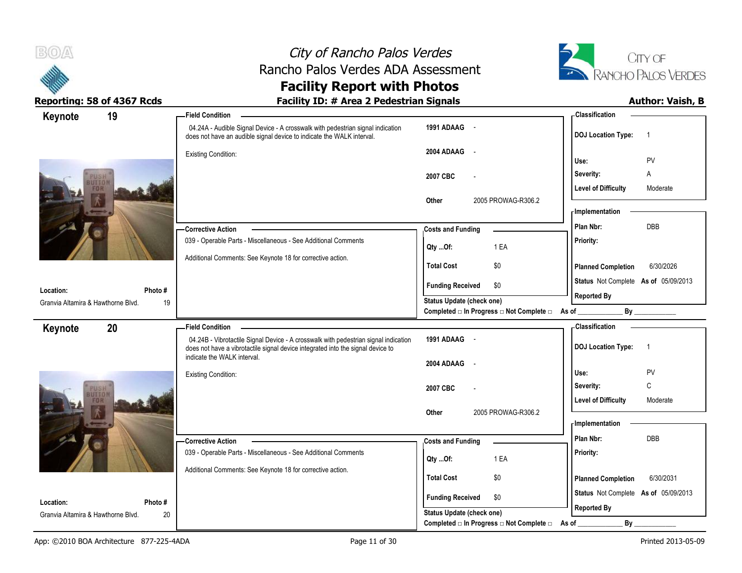# City of Rancho Palos Verdes
## Rancho Palos Verdes ADA Assessment
## Facility Report with Photos

**Reporting: 58 of 4367 Rcds** — **Facility ID: # Area 2 Pedestrian Signals** — **Author: Vaish, B**

---

### Keynote 19

**Location:** Granvia Altamira & Hawthorne Blvd.
**Photo #:** 19

**Field Condition**

04.24A - Audible Signal Device - A crosswalk with pedestrian signal indication does not have an audible signal device to indicate the WALK interval.

Existing Condition:

| | |
|---|---|
| 1991 ADAAG | - |
| 2004 ADAAG | - |
| 2007 CBC | - |
| Other | 2005 PROWAG-R306.2 |

**Corrective Action**

039 - Operable Parts - Miscellaneous - See Additional Comments

Additional Comments: See Keynote 18 for corrective action.

**Costs and Funding**

| | |
|---|---|
| Qty ...Of: | 1 EA |
| Total Cost | $0 |
| Funding Received | $0 |

Status Update (check one)
Completed □ In Progress □ Not Complete □ As of ____________ By ____________

**Classification**

| | |
|---|---|
| DOJ Location Type: | 1 |
| Use: | PV |
| Severity: | A |
| Level of Difficulty | Moderate |

**Implementation**

| | |
|---|---|
| Plan Nbr: | DBB |
| Priority: | |
| Planned Completion | 6/30/2026 |
| Status | Not Complete As of 05/09/2013 |
| Reported By | |

---

### Keynote 20

**Location:** Granvia Altamira & Hawthorne Blvd.
**Photo #:** 20

**Field Condition**

04.24B - Vibrotactile Signal Device - A crosswalk with pedestrian signal indication does not have a vibrotactile signal device integrated into the signal device to indicate the WALK interval.

Existing Condition:

| | |
|---|---|
| 1991 ADAAG | - |
| 2004 ADAAG | - |
| 2007 CBC | - |
| Other | 2005 PROWAG-R306.2 |

**Corrective Action**

039 - Operable Parts - Miscellaneous - See Additional Comments

Additional Comments: See Keynote 18 for corrective action.

**Costs and Funding**

| | |
|---|---|
| Qty ...Of: | 1 EA |
| Total Cost | $0 |
| Funding Received | $0 |

Status Update (check one)
Completed □ In Progress □ Not Complete □ As of ____________ By ____________

**Classification**

| | |
|---|---|
| DOJ Location Type: | 1 |
| Use: | PV |
| Severity: | C |
| Level of Difficulty | Moderate |

**Implementation**

| | |
|---|---|
| Plan Nbr: | DBB |
| Priority: | |
| Planned Completion | 6/30/2031 |
| Status | Not Complete As of 05/09/2013 |
| Reported By | |

App: ©2010 BOA Architecture 877-225-4ADA — Printed 2013-05-09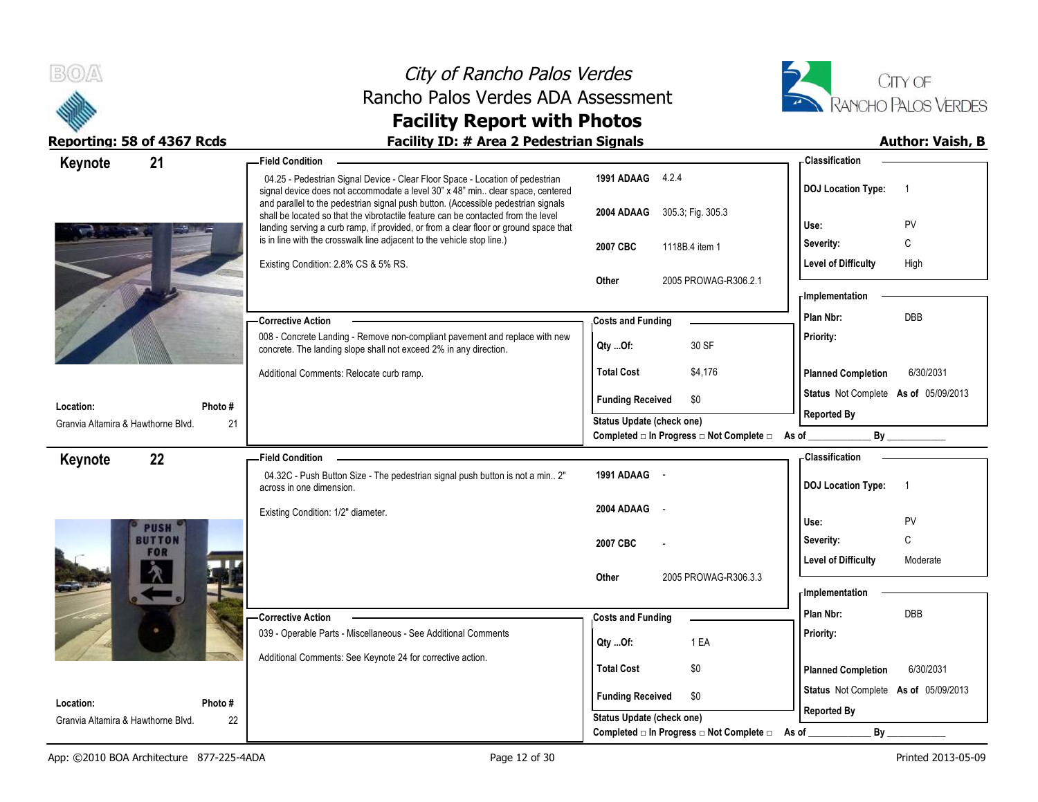# City of Rancho Palos Verdes
## Rancho Palos Verdes ADA Assessment
## Facility Report with Photos

**Reporting: 58 of 4367 Rcds** — **Facility ID: # Area 2 Pedestrian Signals** — **Author: Vaish, B**

---

## Keynote 21

**Field Condition**

04.25 - Pedestrian Signal Device - Clear Floor Space - Location of pedestrian signal device does not accommodate a level 30" x 48" min.. clear space, centered and parallel to the pedestrian signal push button. (Accessible pedestrian signals shall be located so that the vibrotactile feature can be contacted from the level landing serving a curb ramp, if provided, or from a clear floor or ground space that is in line with the crosswalk line adjacent to the vehicle stop line.)

Existing Condition: 2.8% CS & 5% RS.

| | |
|---|---|
| 1991 ADAAG | 4.2.4 |
| 2004 ADAAG | 305.3; Fig. 305.3 |
| 2007 CBC | 1118B.4 item 1 |
| Other | 2005 PROWAG-R306.2.1 |

**Corrective Action**

008 - Concrete Landing - Remove non-compliant pavement and replace with new concrete. The landing slope shall not exceed 2% in any direction.

Additional Comments: Relocate curb ramp.

**Costs and Funding**

| | |
|---|---|
| Qty ...Of: | 30 SF |
| Total Cost | $4,176 |
| Funding Received | $0 |

Status Update (check one)
Completed □ In Progress □ Not Complete □ As of ____________ By ____________

**Classification**

| | |
|---|---|
| DOJ Location Type: | 1 |
| Use: | PV |
| Severity: | C |
| Level of Difficulty | High |

**Implementation**

| | |
|---|---|
| Plan Nbr: | DBB |
| Priority: | |
| Planned Completion | 6/30/2031 |
| Status | Not Complete As of 05/09/2013 |
| Reported By | |

**Location:** Granvia Altamira & Hawthorne Blvd. — **Photo #** 21

---

## Keynote 22

**Field Condition**

04.32C - Push Button Size - The pedestrian signal push button is not a min.. 2" across in one dimension.

Existing Condition: 1/2" diameter.

| | |
|---|---|
| 1991 ADAAG | - |
| 2004 ADAAG | - |
| 2007 CBC | - |
| Other | 2005 PROWAG-R306.3.3 |

**Corrective Action**

039 - Operable Parts - Miscellaneous - See Additional Comments

Additional Comments: See Keynote 24 for corrective action.

**Costs and Funding**

| | |
|---|---|
| Qty ...Of: | 1 EA |
| Total Cost | $0 |
| Funding Received | $0 |

Status Update (check one)
Completed □ In Progress □ Not Complete □ As of ____________ By ____________

**Classification**

| | |
|---|---|
| DOJ Location Type: | 1 |
| Use: | PV |
| Severity: | C |
| Level of Difficulty | Moderate |

**Implementation**

| | |
|---|---|
| Plan Nbr: | DBB |
| Priority: | |
| Planned Completion | 6/30/2031 |
| Status | Not Complete As of 05/09/2013 |
| Reported By | |

**Location:** Granvia Altamira & Hawthorne Blvd. — **Photo #** 22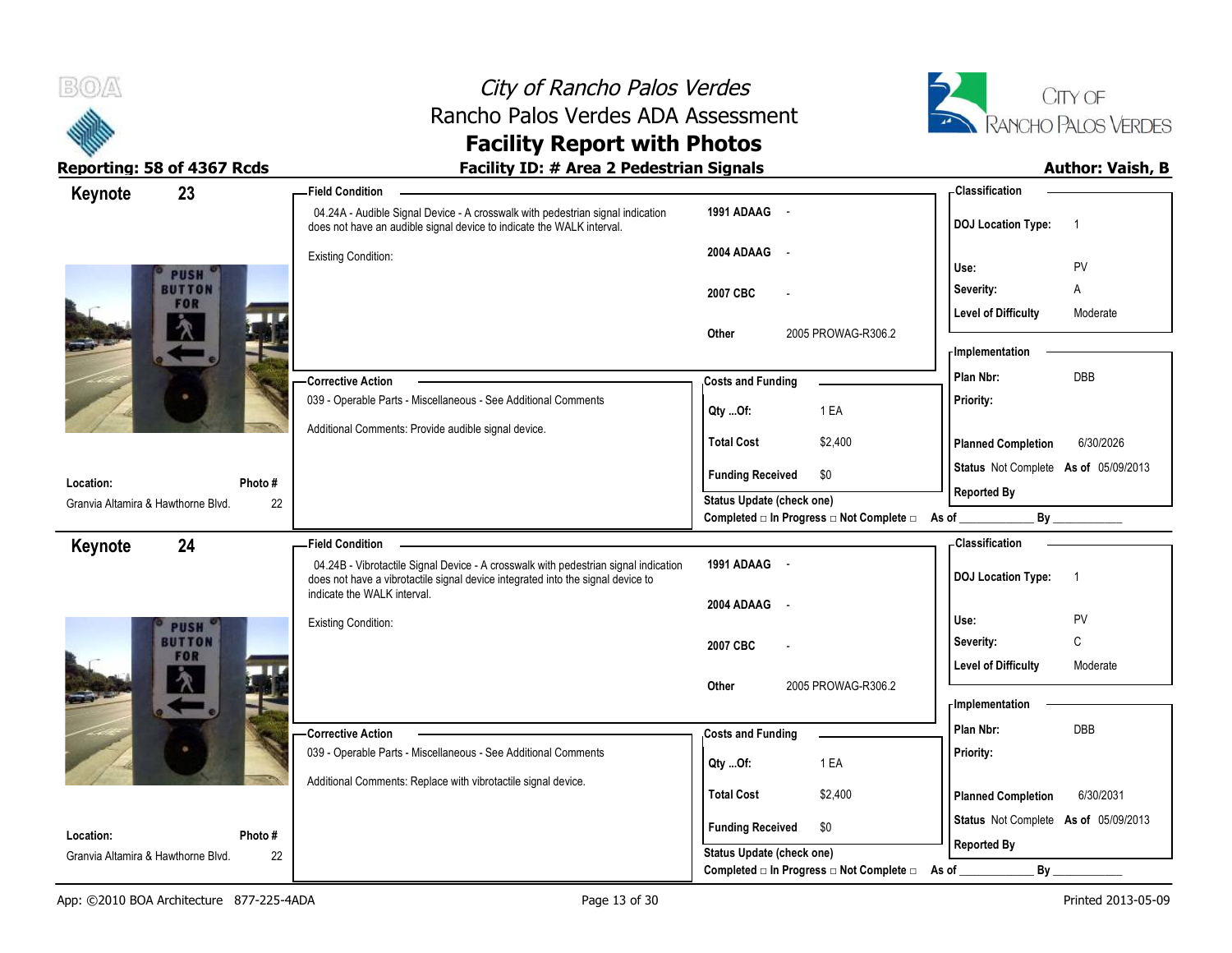# City of Rancho Palos Verdes
## Rancho Palos Verdes ADA Assessment
## Facility Report with Photos

**Reporting: 58 of 4367 Rcds** | **Facility ID: # Area 2 Pedestrian Signals** | **Author: Vaish, B**

---

## Keynote 23

**Field Condition**

04.24A - Audible Signal Device - A crosswalk with pedestrian signal indication does not have an audible signal device to indicate the WALK interval.

Existing Condition:

| | |
|---|---|
| 1991 ADAAG | - |
| 2004 ADAAG | - |
| 2007 CBC | - |
| Other | 2005 PROWAG-R306.2 |

**Classification**

| | |
|---|---|
| DOJ Location Type: | 1 |
| Use: | PV |
| Severity: | A |
| Level of Difficulty | Moderate |

**Corrective Action**

039 - Operable Parts - Miscellaneous - See Additional Comments

Additional Comments: Provide audible signal device.

**Costs and Funding**

| | |
|---|---|
| Qty ...Of: | 1 EA |
| Total Cost | $2,400 |
| Funding Received | $0 |

**Implementation**

| | |
|---|---|
| Plan Nbr: | DBB |
| Priority: | |
| Planned Completion | 6/30/2026 |
| Status | Not Complete As of 05/09/2013 |
| Reported By | |

**Location:** Granvia Altamira & Hawthorne Blvd. **Photo #** 22

Status Update (check one)
Completed □ In Progress □ Not Complete □ As of ____________ By ____________

---

## Keynote 24

**Field Condition**

04.24B - Vibrotactile Signal Device - A crosswalk with pedestrian signal indication does not have a vibrotactile signal device integrated into the signal device to indicate the WALK interval.

Existing Condition:

| | |
|---|---|
| 1991 ADAAG | - |
| 2004 ADAAG | - |
| 2007 CBC | - |
| Other | 2005 PROWAG-R306.2 |

**Classification**

| | |
|---|---|
| DOJ Location Type: | 1 |
| Use: | PV |
| Severity: | C |
| Level of Difficulty | Moderate |

**Corrective Action**

039 - Operable Parts - Miscellaneous - See Additional Comments

Additional Comments: Replace with vibrotactile signal device.

**Costs and Funding**

| | |
|---|---|
| Qty ...Of: | 1 EA |
| Total Cost | $2,400 |
| Funding Received | $0 |

**Implementation**

| | |
|---|---|
| Plan Nbr: | DBB |
| Priority: | |
| Planned Completion | 6/30/2031 |
| Status | Not Complete As of 05/09/2013 |
| Reported By | |

**Location:** Granvia Altamira & Hawthorne Blvd. **Photo #** 22

Status Update (check one)
Completed □ In Progress □ Not Complete □ As of ____________ By ____________

---

App: ©2010 BOA Architecture 877-225-4ADA | Printed 2013-05-09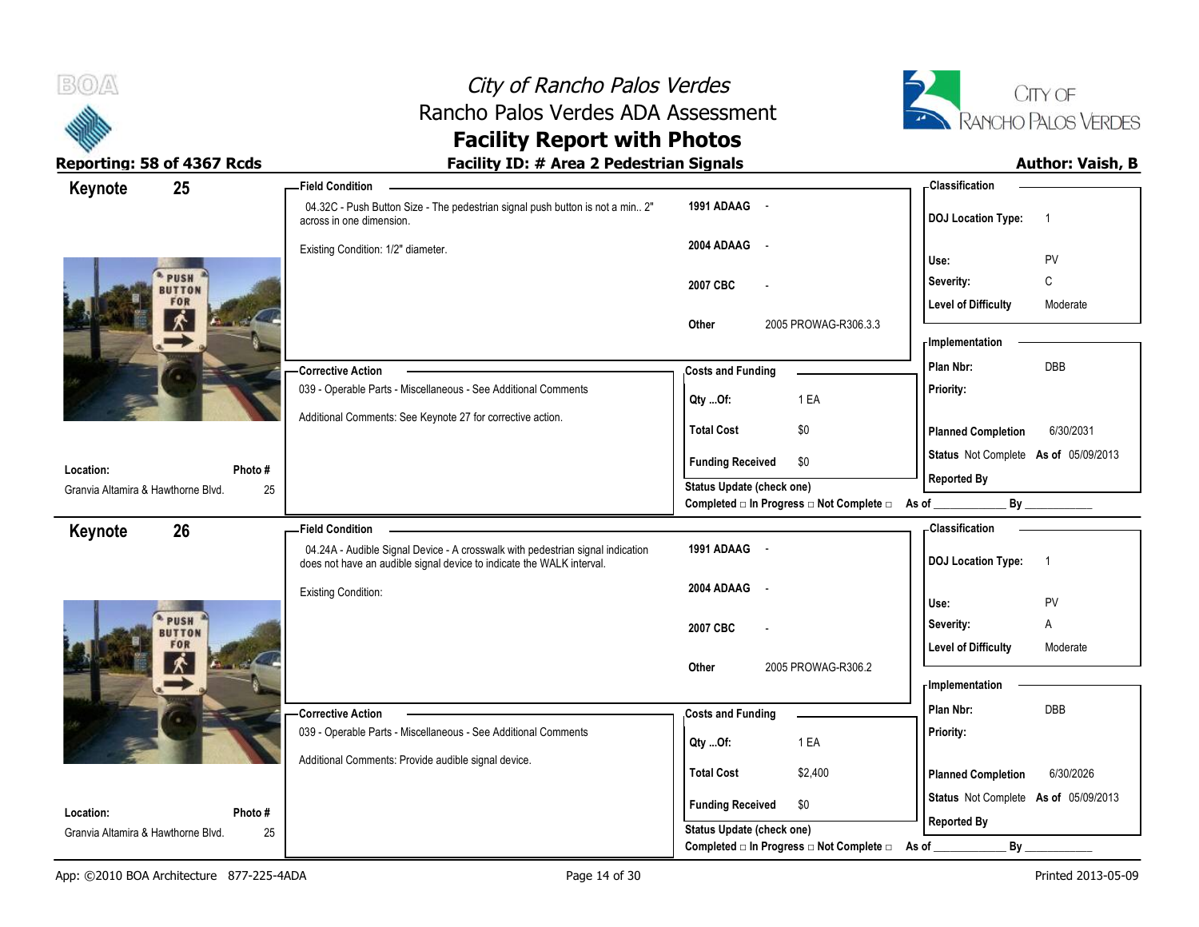# City of Rancho Palos Verdes
## Rancho Palos Verdes ADA Assessment
## Facility Report with Photos

**Reporting: 58 of 4367 Rcds** | **Facility ID: # Area 2 Pedestrian Signals** | **Author: Vaish, B**

---

## Keynote 25

**Field Condition**

04.32C - Push Button Size - The pedestrian signal push button is not a min.. 2" across in one dimension.

Existing Condition: 1/2" diameter.

| | |
|---|---|
| 1991 ADAAG | - |
| 2004 ADAAG | - |
| 2007 CBC | - |
| Other | 2005 PROWAG-R306.3.3 |

**Corrective Action**

039 - Operable Parts - Miscellaneous - See Additional Comments

Additional Comments: See Keynote 27 for corrective action.

**Costs and Funding**

| | |
|---|---|
| Qty ...Of: | 1 EA |
| Total Cost | $0 |
| Funding Received | $0 |

Status Update (check one)
Completed □ In Progress □ Not Complete □ As of ____________ By ____________

**Classification**

| | |
|---|---|
| DOJ Location Type: | 1 |
| Use: | PV |
| Severity: | C |
| Level of Difficulty | Moderate |

**Implementation**

| | |
|---|---|
| Plan Nbr: | DBB |
| Priority: | |
| Planned Completion | 6/30/2031 |
| Status | Not Complete As of 05/09/2013 |
| Reported By | |

**Location:** Granvia Altamira & Hawthorne Blvd. **Photo #** 25

---

## Keynote 26

**Field Condition**

04.24A - Audible Signal Device - A crosswalk with pedestrian signal indication does not have an audible signal device to indicate the WALK interval.

Existing Condition:

| | |
|---|---|
| 1991 ADAAG | - |
| 2004 ADAAG | - |
| 2007 CBC | - |
| Other | 2005 PROWAG-R306.2 |

**Corrective Action**

039 - Operable Parts - Miscellaneous - See Additional Comments

Additional Comments: Provide audible signal device.

**Costs and Funding**

| | |
|---|---|
| Qty ...Of: | 1 EA |
| Total Cost | $2,400 |
| Funding Received | $0 |

Status Update (check one)
Completed □ In Progress □ Not Complete □ As of ____________ By ____________

**Classification**

| | |
|---|---|
| DOJ Location Type: | 1 |
| Use: | PV |
| Severity: | A |
| Level of Difficulty | Moderate |

**Implementation**

| | |
|---|---|
| Plan Nbr: | DBB |
| Priority: | |
| Planned Completion | 6/30/2026 |
| Status | Not Complete As of 05/09/2013 |
| Reported By | |

**Location:** Granvia Altamira & Hawthorne Blvd. **Photo #** 25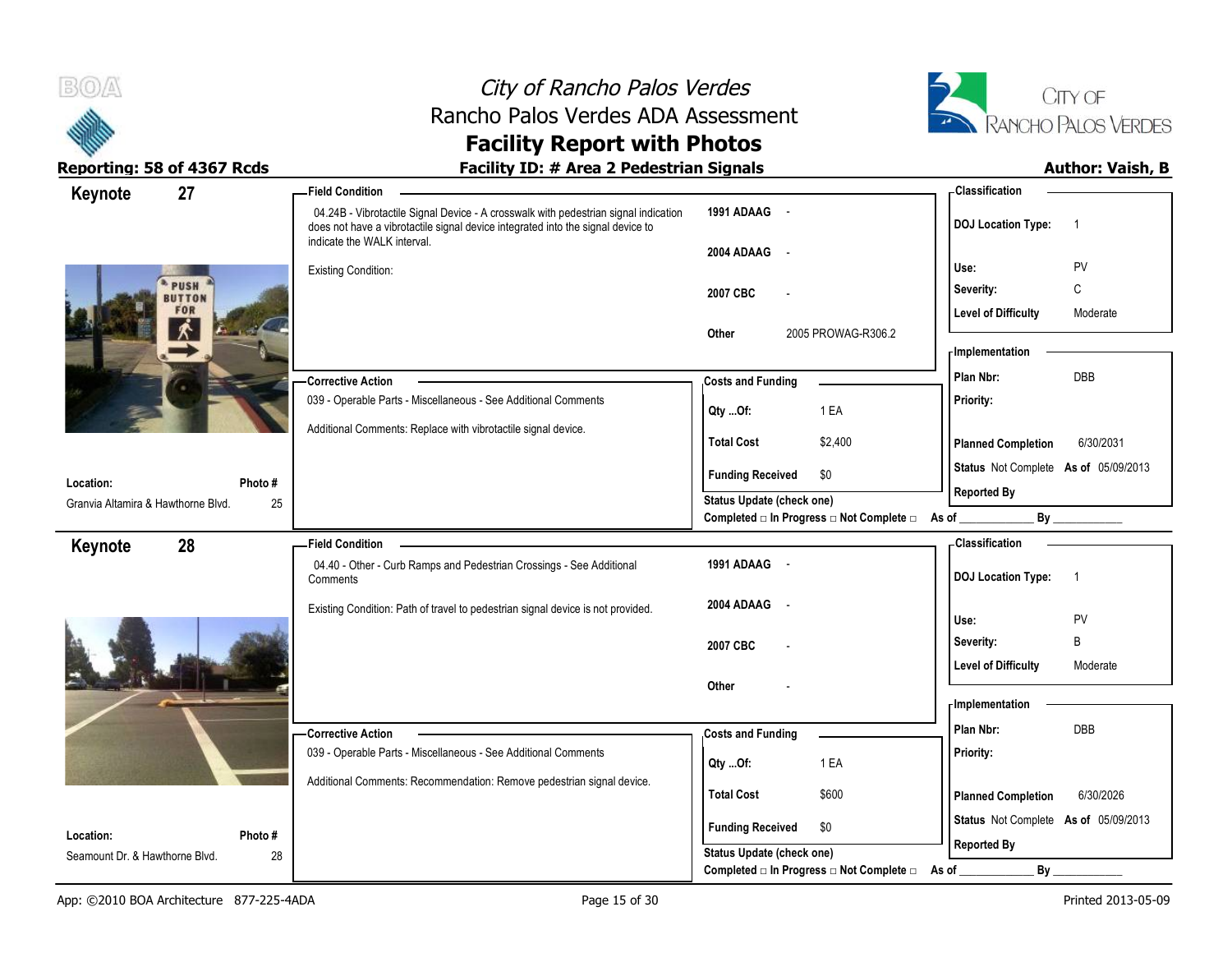# City of Rancho Palos Verdes
## Rancho Palos Verdes ADA Assessment
## Facility Report with Photos

**Reporting: 58 of 4367 Rcds** | **Facility ID: # Area 2 Pedestrian Signals** | **Author: Vaish, B**

---

### Keynote 27

**Location:** Granvia Altamira & Hawthorne Blvd.
**Photo #** 25

**Field Condition**

04.24B - Vibrotactile Signal Device - A crosswalk with pedestrian signal indication does not have a vibrotactile signal device integrated into the signal device to indicate the WALK interval.

Existing Condition:

| | |
|---|---|
| 1991 ADAAG | - |
| 2004 ADAAG | - |
| 2007 CBC | - |
| Other | 2005 PROWAG-R306.2 |

**Corrective Action**

039 - Operable Parts - Miscellaneous - See Additional Comments

Additional Comments: Replace with vibrotactile signal device.

**Costs and Funding**

| | |
|---|---|
| Qty ...Of: | 1 EA |
| Total Cost | $2,400 |
| Funding Received | $0 |

Status Update (check one)
Completed □ In Progress □ Not Complete □ As of ____________ By ____________

**Classification**

| | |
|---|---|
| DOJ Location Type: | 1 |
| Use: | PV |
| Severity: | C |
| Level of Difficulty | Moderate |

**Implementation**

| | |
|---|---|
| Plan Nbr: | DBB |
| Priority: | |
| Planned Completion | 6/30/2031 |
| Status | Not Complete As of 05/09/2013 |
| Reported By | |

---

### Keynote 28

**Location:** Seamount Dr. & Hawthorne Blvd.
**Photo #** 28

**Field Condition**

04.40 - Other - Curb Ramps and Pedestrian Crossings - See Additional Comments

Existing Condition: Path of travel to pedestrian signal device is not provided.

| | |
|---|---|
| 1991 ADAAG | - |
| 2004 ADAAG | - |
| 2007 CBC | - |
| Other | - |

**Corrective Action**

039 - Operable Parts - Miscellaneous - See Additional Comments

Additional Comments: Recommendation: Remove pedestrian signal device.

**Costs and Funding**

| | |
|---|---|
| Qty ...Of: | 1 EA |
| Total Cost | $600 |
| Funding Received | $0 |

Status Update (check one)
Completed □ In Progress □ Not Complete □ As of ____________ By ____________

**Classification**

| | |
|---|---|
| DOJ Location Type: | 1 |
| Use: | PV |
| Severity: | B |
| Level of Difficulty | Moderate |

**Implementation**

| | |
|---|---|
| Plan Nbr: | DBB |
| Priority: | |
| Planned Completion | 6/30/2026 |
| Status | Not Complete As of 05/09/2013 |
| Reported By | |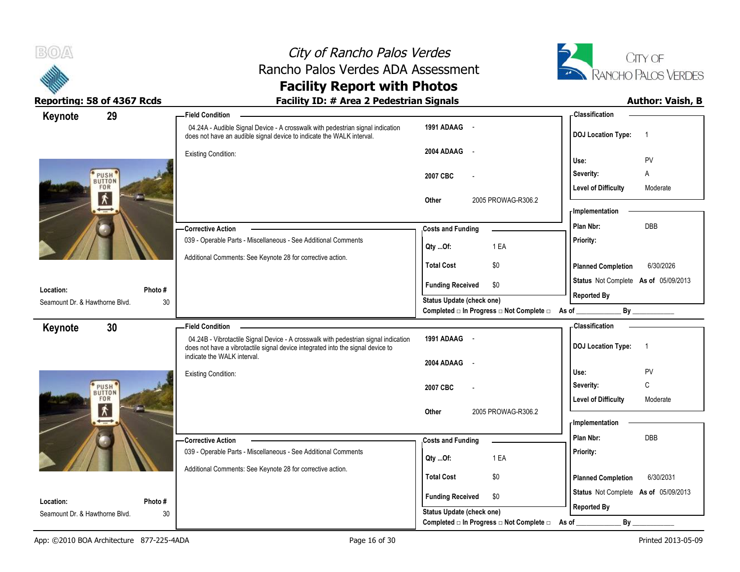# City of Rancho Palos Verdes
## Rancho Palos Verdes ADA Assessment
## Facility Report with Photos

**Reporting: 58 of 4367 Rcds** | **Facility ID: # Area 2 Pedestrian Signals** | **Author: Vaish, B**

---

## Keynote 29

**Location:** Seamount Dr. & Hawthorne Blvd. | **Photo #** 30

**Field Condition**

04.24A - Audible Signal Device - A crosswalk with pedestrian signal indication does not have an audible signal device to indicate the WALK interval.

Existing Condition:

| | |
|---|---|
| 1991 ADAAG | - |
| 2004 ADAAG | - |
| 2007 CBC | - |
| Other | 2005 PROWAG-R306.2 |

**Corrective Action**

039 - Operable Parts - Miscellaneous - See Additional Comments

Additional Comments: See Keynote 28 for corrective action.

**Costs and Funding**

| | |
|---|---|
| Qty ...Of: | 1 EA |
| Total Cost | $0 |
| Funding Received | $0 |

Status Update (check one)
Completed □ In Progress □ Not Complete □ As of ____________ By ____________

**Classification**

| | |
|---|---|
| DOJ Location Type: | 1 |
| Use: | PV |
| Severity: | A |
| Level of Difficulty | Moderate |

**Implementation**

| | |
|---|---|
| Plan Nbr: | DBB |
| Priority: | |
| Planned Completion | 6/30/2026 |
| Status | Not Complete As of 05/09/2013 |
| Reported By | |

---

## Keynote 30

**Location:** Seamount Dr. & Hawthorne Blvd. | **Photo #** 30

**Field Condition**

04.24B - Vibrotactile Signal Device - A crosswalk with pedestrian signal indication does not have a vibrotactile signal device integrated into the signal device to indicate the WALK interval.

Existing Condition:

| | |
|---|---|
| 1991 ADAAG | - |
| 2004 ADAAG | - |
| 2007 CBC | - |
| Other | 2005 PROWAG-R306.2 |

**Corrective Action**

039 - Operable Parts - Miscellaneous - See Additional Comments

Additional Comments: See Keynote 28 for corrective action.

**Costs and Funding**

| | |
|---|---|
| Qty ...Of: | 1 EA |
| Total Cost | $0 |
| Funding Received | $0 |

Status Update (check one)
Completed □ In Progress □ Not Complete □ As of ____________ By ____________

**Classification**

| | |
|---|---|
| DOJ Location Type: | 1 |
| Use: | PV |
| Severity: | C |
| Level of Difficulty | Moderate |

**Implementation**

| | |
|---|---|
| Plan Nbr: | DBB |
| Priority: | |
| Planned Completion | 6/30/2031 |
| Status | Not Complete As of 05/09/2013 |
| Reported By | |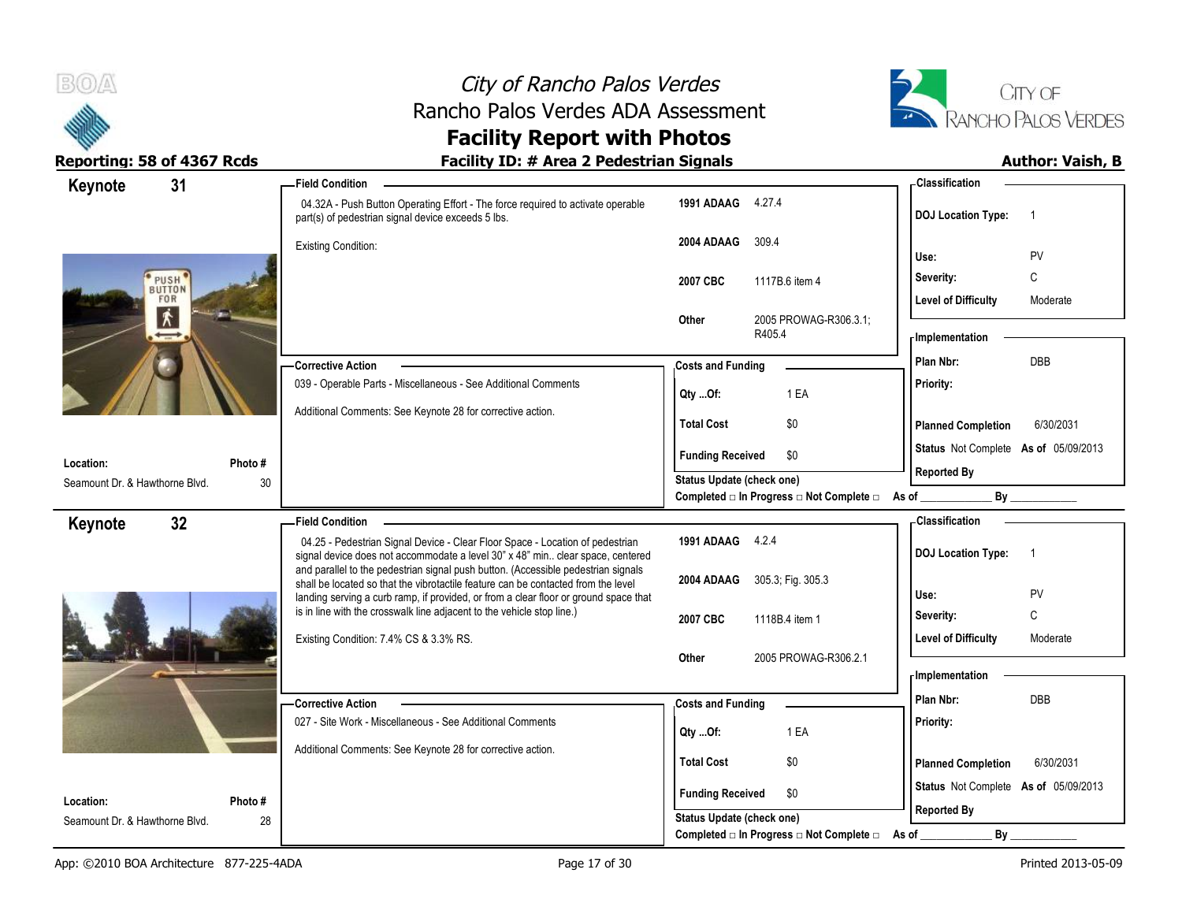# City of Rancho Palos Verdes
## Rancho Palos Verdes ADA Assessment
## Facility Report with Photos

**Reporting: 58 of 4367 Rcds** — **Facility ID: # Area 2 Pedestrian Signals** — **Author: Vaish, B**

---

## Keynote 31

**Location:** Seamount Dr. & Hawthorne Blvd.
**Photo #:** 30

**Field Condition**

04.32A - Push Button Operating Effort - The force required to activate operable part(s) of pedestrian signal device exceeds 5 lbs.

Existing Condition:

| | |
|---|---|
| 1991 ADAAG | 4.27.4 |
| 2004 ADAAG | 309.4 |
| 2007 CBC | 1117B.6 item 4 |
| Other | 2005 PROWAG-R306.3.1; R405.4 |

**Corrective Action**

039 - Operable Parts - Miscellaneous - See Additional Comments

Additional Comments: See Keynote 28 for corrective action.

**Costs and Funding**

| | |
|---|---|
| Qty ...Of: | 1 EA |
| Total Cost | $0 |
| Funding Received | $0 |

Status Update (check one)
Completed □ In Progress □ Not Complete □ As of ____________ By ____________

**Classification**

| | |
|---|---|
| DOJ Location Type: | 1 |
| Use: | PV |
| Severity: | C |
| Level of Difficulty | Moderate |

**Implementation**

| | |
|---|---|
| Plan Nbr: | DBB |
| Priority: | |
| Planned Completion | 6/30/2031 |
| Status | Not Complete As of 05/09/2013 |
| Reported By | |

---

## Keynote 32

**Location:** Seamount Dr. & Hawthorne Blvd.
**Photo #:** 28

**Field Condition**

04.25 - Pedestrian Signal Device - Clear Floor Space - Location of pedestrian signal device does not accommodate a level 30" x 48" min.. clear space, centered and parallel to the pedestrian signal push button. (Accessible pedestrian signals shall be located so that the vibrotactile feature can be contacted from the level landing serving a curb ramp, if provided, or from a clear floor or ground space that is in line with the crosswalk line adjacent to the vehicle stop line.)

Existing Condition: 7.4% CS & 3.3% RS.

| | |
|---|---|
| 1991 ADAAG | 4.2.4 |
| 2004 ADAAG | 305.3; Fig. 305.3 |
| 2007 CBC | 1118B.4 item 1 |
| Other | 2005 PROWAG-R306.2.1 |

**Corrective Action**

027 - Site Work - Miscellaneous - See Additional Comments

Additional Comments: See Keynote 28 for corrective action.

**Costs and Funding**

| | |
|---|---|
| Qty ...Of: | 1 EA |
| Total Cost | $0 |
| Funding Received | $0 |

Status Update (check one)
Completed □ In Progress □ Not Complete □ As of ____________ By ____________

**Classification**

| | |
|---|---|
| DOJ Location Type: | 1 |
| Use: | PV |
| Severity: | C |
| Level of Difficulty | Moderate |

**Implementation**

| | |
|---|---|
| Plan Nbr: | DBB |
| Priority: | |
| Planned Completion | 6/30/2031 |
| Status | Not Complete As of 05/09/2013 |
| Reported By | |

App: ©2010 BOA Architecture 877-225-4ADA — Printed 2013-05-09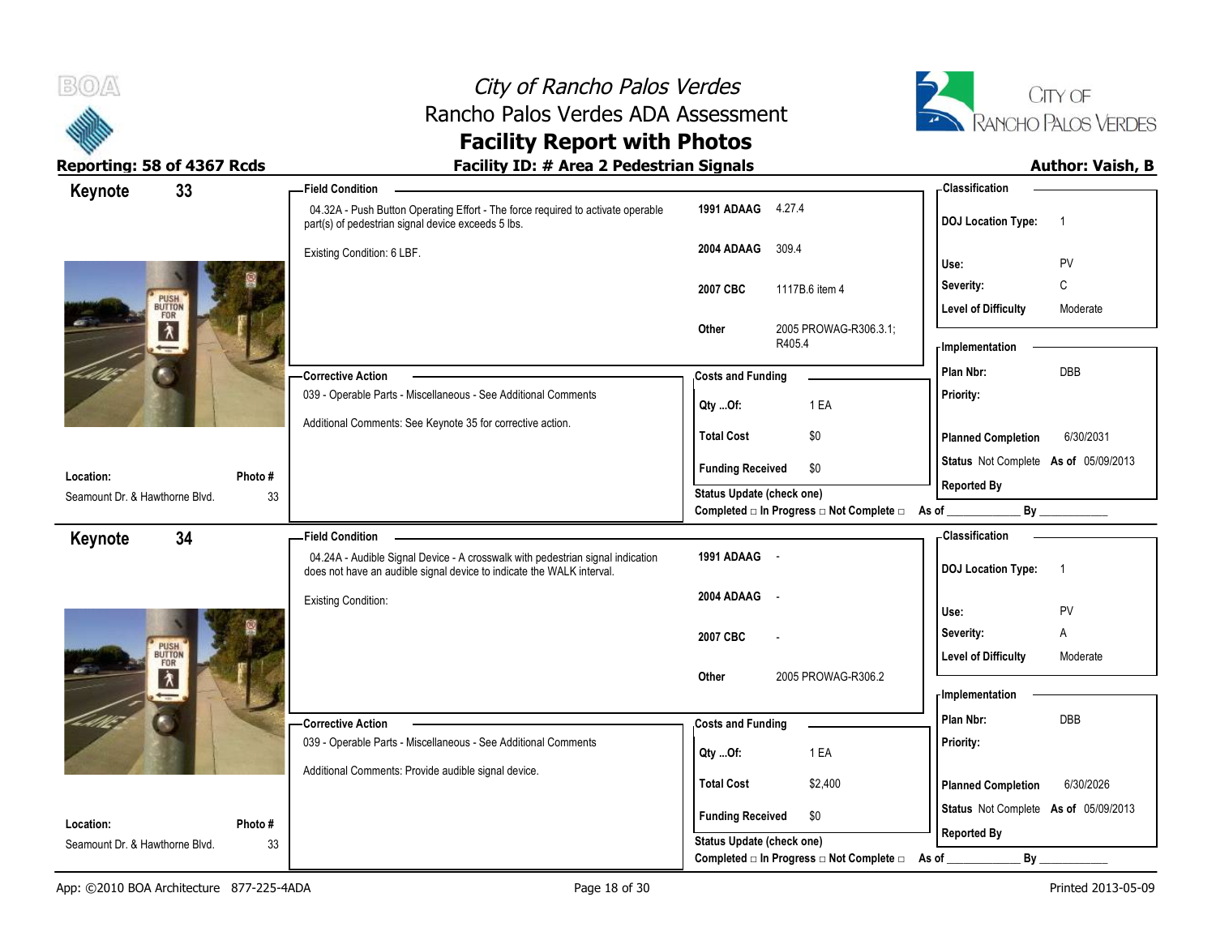# City of Rancho Palos Verdes
## Rancho Palos Verdes ADA Assessment
## Facility Report with Photos

**Reporting: 58 of 4367 Rcds** **Facility ID: # Area 2 Pedestrian Signals** **Author: Vaish, B**

---

### Keynote 33

**Field Condition**

04.32A - Push Button Operating Effort - The force required to activate operable part(s) of pedestrian signal device exceeds 5 lbs.

Existing Condition: 6 LBF.

| | |
|---|---|
| 1991 ADAAG | 4.27.4 |
| 2004 ADAAG | 309.4 |
| 2007 CBC | 1117B.6 item 4 |
| Other | 2005 PROWAG-R306.3.1; R405.4 |

**Classification**

| | |
|---|---|
| DOJ Location Type: | 1 |
| Use: | PV |
| Severity: | C |
| Level of Difficulty | Moderate |

**Corrective Action**

039 - Operable Parts - Miscellaneous - See Additional Comments

Additional Comments: See Keynote 35 for corrective action.

**Costs and Funding**

| | |
|---|---|
| Qty ...Of: | 1 EA |
| Total Cost | $0 |
| Funding Received | $0 |

**Implementation**

| | |
|---|---|
| Plan Nbr: | DBB |
| Priority: | |
| Planned Completion | 6/30/2031 |
| Status | Not Complete As of 05/09/2013 |
| Reported By | |

Status Update (check one)
Completed □ In Progress □ Not Complete □ As of ____________ By ____________

**Location:** Seamount Dr. & Hawthorne Blvd. **Photo #** 33

---

### Keynote 34

**Field Condition**

04.24A - Audible Signal Device - A crosswalk with pedestrian signal indication does not have an audible signal device to indicate the WALK interval.

Existing Condition:

| | |
|---|---|
| 1991 ADAAG | - |
| 2004 ADAAG | - |
| 2007 CBC | - |
| Other | 2005 PROWAG-R306.2 |

**Classification**

| | |
|---|---|
| DOJ Location Type: | 1 |
| Use: | PV |
| Severity: | A |
| Level of Difficulty | Moderate |

**Corrective Action**

039 - Operable Parts - Miscellaneous - See Additional Comments

Additional Comments: Provide audible signal device.

**Costs and Funding**

| | |
|---|---|
| Qty ...Of: | 1 EA |
| Total Cost | $2,400 |
| Funding Received | $0 |

**Implementation**

| | |
|---|---|
| Plan Nbr: | DBB |
| Priority: | |
| Planned Completion | 6/30/2026 |
| Status | Not Complete As of 05/09/2013 |
| Reported By | |

Status Update (check one)
Completed □ In Progress □ Not Complete □ As of ____________ By ____________

**Location:** Seamount Dr. & Hawthorne Blvd. **Photo #** 33

App: ©2010 BOA Architecture 877-225-4ADA Printed 2013-05-09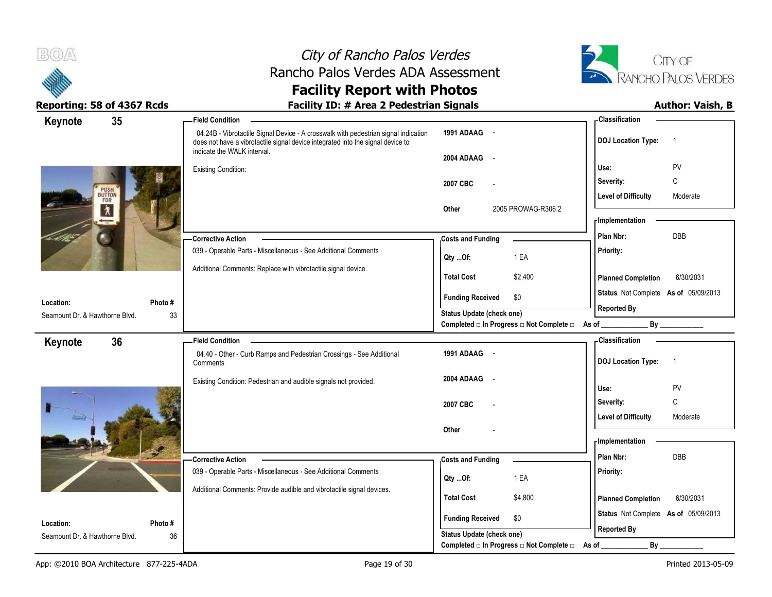# City of Rancho Palos Verdes
## Rancho Palos Verdes ADA Assessment
## Facility Report with Photos

**Reporting: 58 of 4367 Rcds**

**Facility ID: # Area 2 Pedestrian Signals**

**Author: Vaish, B**

---

## Keynote 35

**Location:** Seamount Dr. & Hawthorne Blvd.

**Photo #:** 33

**Field Condition**

04.24B - Vibrotactile Signal Device - A crosswalk with pedestrian signal indication does not have a vibrotactile signal device integrated into the signal device to indicate the WALK interval.

Existing Condition:

| | |
|---|---|
| 1991 ADAAG | - |
| 2004 ADAAG | - |
| 2007 CBC | - |
| Other | 2005 PROWAG-R306.2 |

**Classification**

| | |
|---|---|
| DOJ Location Type: | 1 |
| Use: | PV |
| Severity: | C |
| Level of Difficulty | Moderate |

**Corrective Action**

039 - Operable Parts - Miscellaneous - See Additional Comments

Additional Comments: Replace with vibrotactile signal device.

**Costs and Funding**

| | |
|---|---|
| Qty ...Of: | 1 EA |
| Total Cost | $2,400 |
| Funding Received | $0 |

Status Update (check one)

Completed □ In Progress □ Not Complete □ As of ____________ By ____________

**Implementation**

| | |
|---|---|
| Plan Nbr: | DBB |
| Priority: | |
| Planned Completion | 6/30/2031 |
| Status | Not Complete As of 05/09/2013 |
| Reported By | |

---

## Keynote 36

**Location:** Seamount Dr. & Hawthorne Blvd.

**Photo #:** 36

**Field Condition**

04.40 - Other - Curb Ramps and Pedestrian Crossings - See Additional Comments

Existing Condition: Pedestrian and audible signals not provided.

| | |
|---|---|
| 1991 ADAAG | - |
| 2004 ADAAG | - |
| 2007 CBC | - |
| Other | - |

**Classification**

| | |
|---|---|
| DOJ Location Type: | 1 |
| Use: | PV |
| Severity: | C |
| Level of Difficulty | Moderate |

**Corrective Action**

039 - Operable Parts - Miscellaneous - See Additional Comments

Additional Comments: Provide audible and vibrotactile signal devices.

**Costs and Funding**

| | |
|---|---|
| Qty ...Of: | 1 EA |
| Total Cost | $4,800 |
| Funding Received | $0 |

Status Update (check one)

Completed □ In Progress □ Not Complete □ As of ____________ By ____________

**Implementation**

| | |
|---|---|
| Plan Nbr: | DBB |
| Priority: | |
| Planned Completion | 6/30/2031 |
| Status | Not Complete As of 05/09/2013 |
| Reported By | |

---

App: ©2010 BOA Architecture 877-225-4ADA

Printed 2013-05-09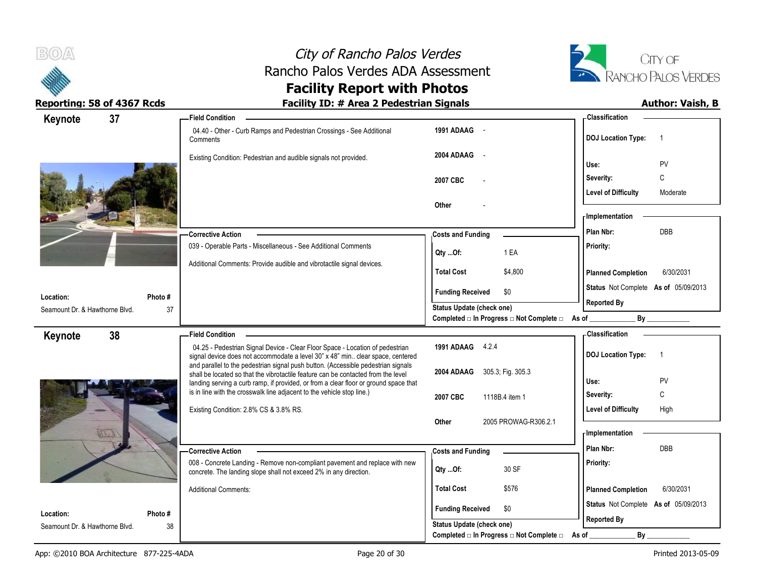# City of Rancho Palos Verdes
## Rancho Palos Verdes ADA Assessment
## Facility Report with Photos

**Reporting: 58 of 4367 Rcds** | **Facility ID: # Area 2 Pedestrian Signals** | **Author: Vaish, B**

---

## Keynote 37

**Location:** Seamount Dr. & Hawthorne Blvd.
**Photo #** 37

**Field Condition**

04.40 - Other - Curb Ramps and Pedestrian Crossings - See Additional Comments

Existing Condition: Pedestrian and audible signals not provided.

| | |
|---|---|
| 1991 ADAAG | - |
| 2004 ADAAG | - |
| 2007 CBC | - |
| Other | - |

**Classification**

| | |
|---|---|
| DOJ Location Type: | 1 |
| Use: | PV |
| Severity: | C |
| Level of Difficulty | Moderate |

**Corrective Action**

039 - Operable Parts - Miscellaneous - See Additional Comments

Additional Comments: Provide audible and vibrotactile signal devices.

**Costs and Funding**

| | |
|---|---|
| Qty ...Of: | 1 EA |
| Total Cost | $4,800 |
| Funding Received | $0 |

**Implementation**

| | |
|---|---|
| Plan Nbr: | DBB |
| Priority: | |
| Planned Completion | 6/30/2031 |
| Status | Not Complete As of 05/09/2013 |
| Reported By | |

Status Update (check one)
Completed □ In Progress □ Not Complete □ As of ____________ By ____________

---

## Keynote 38

**Location:** Seamount Dr. & Hawthorne Blvd.
**Photo #** 38

**Field Condition**

04.25 - Pedestrian Signal Device - Clear Floor Space - Location of pedestrian signal device does not accommodate a level 30" x 48" min.. clear space, centered and parallel to the pedestrian signal push button. (Accessible pedestrian signals shall be located so that the vibrotactile feature can be contacted from the level landing serving a curb ramp, if provided, or from a clear floor or ground space that is in line with the crosswalk line adjacent to the vehicle stop line.)

Existing Condition: 2.8% CS & 3.8% RS.

| | |
|---|---|
| 1991 ADAAG | 4.2.4 |
| 2004 ADAAG | 305.3; Fig. 305.3 |
| 2007 CBC | 1118B.4 item 1 |
| Other | 2005 PROWAG-R306.2.1 |

**Classification**

| | |
|---|---|
| DOJ Location Type: | 1 |
| Use: | PV |
| Severity: | C |
| Level of Difficulty | High |

**Corrective Action**

008 - Concrete Landing - Remove non-compliant pavement and replace with new concrete. The landing slope shall not exceed 2% in any direction.

Additional Comments:

**Costs and Funding**

| | |
|---|---|
| Qty ...Of: | 30 SF |
| Total Cost | $576 |
| Funding Received | $0 |

**Implementation**

| | |
|---|---|
| Plan Nbr: | DBB |
| Priority: | |
| Planned Completion | 6/30/2031 |
| Status | Not Complete As of 05/09/2013 |
| Reported By | |

Status Update (check one)
Completed □ In Progress □ Not Complete □ As of ____________ By ____________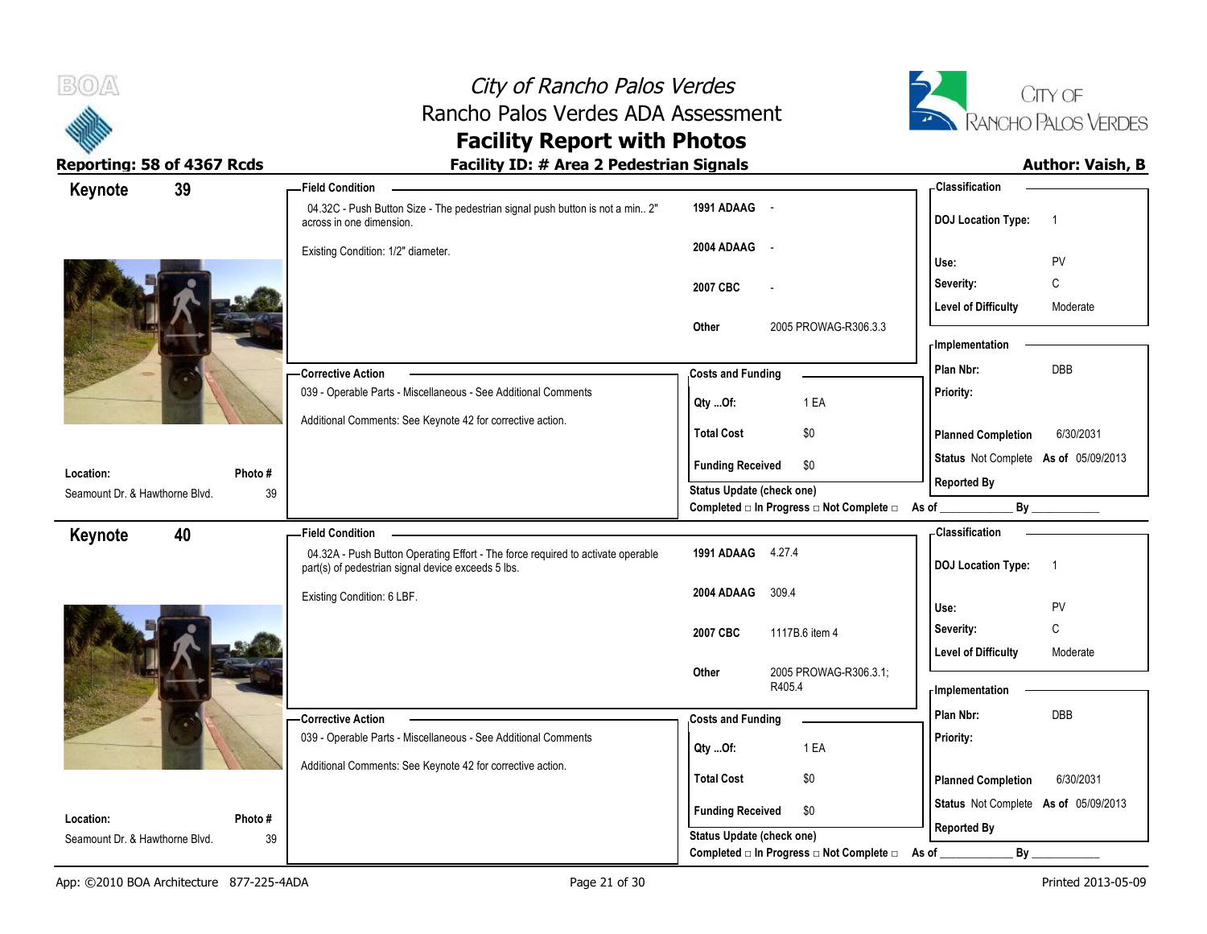# City of Rancho Palos Verdes
## Rancho Palos Verdes ADA Assessment
## Facility Report with Photos

**Reporting: 58 of 4367 Rcds**

**Facility ID: # Area 2 Pedestrian Signals**

**Author: Vaish, B**

---

## Keynote 39

**Location:** Seamount Dr. & Hawthorne Blvd.

**Photo #:** 39

**Field Condition**

04.32C - Push Button Size - The pedestrian signal push button is not a min.. 2" across in one dimension.

Existing Condition: 1/2" diameter.

| | |
|---|---|
| 1991 ADAAG | - |
| 2004 ADAAG | - |
| 2007 CBC | - |
| Other | 2005 PROWAG-R306.3.3 |

**Classification**

| | |
|---|---|
| DOJ Location Type: | 1 |
| Use: | PV |
| Severity: | C |
| Level of Difficulty | Moderate |

**Corrective Action**

039 - Operable Parts - Miscellaneous - See Additional Comments

Additional Comments: See Keynote 42 for corrective action.

**Costs and Funding**

| | |
|---|---|
| Qty ...Of: | 1 EA |
| Total Cost | $0 |
| Funding Received | $0 |

Status Update (check one)

Completed □ In Progress □ Not Complete □ As of ____________ By ____________

**Implementation**

| | |
|---|---|
| Plan Nbr: | DBB |
| Priority: | |
| Planned Completion | 6/30/2031 |
| Status | Not Complete As of 05/09/2013 |
| Reported By | |

---

## Keynote 40

**Location:** Seamount Dr. & Hawthorne Blvd.

**Photo #:** 39

**Field Condition**

04.32A - Push Button Operating Effort - The force required to activate operable part(s) of pedestrian signal device exceeds 5 lbs.

Existing Condition: 6 LBF.

| | |
|---|---|
| 1991 ADAAG | 4.27.4 |
| 2004 ADAAG | 309.4 |
| 2007 CBC | 1117B.6 item 4 |
| Other | 2005 PROWAG-R306.3.1; R405.4 |

**Classification**

| | |
|---|---|
| DOJ Location Type: | 1 |
| Use: | PV |
| Severity: | C |
| Level of Difficulty | Moderate |

**Corrective Action**

039 - Operable Parts - Miscellaneous - See Additional Comments

Additional Comments: See Keynote 42 for corrective action.

**Costs and Funding**

| | |
|---|---|
| Qty ...Of: | 1 EA |
| Total Cost | $0 |
| Funding Received | $0 |

Status Update (check one)

Completed □ In Progress □ Not Complete □ As of ____________ By ____________

**Implementation**

| | |
|---|---|
| Plan Nbr: | DBB |
| Priority: | |
| Planned Completion | 6/30/2031 |
| Status | Not Complete As of 05/09/2013 |
| Reported By | |

App: ©2010 BOA Architecture 877-225-4ADA

Printed 2013-05-09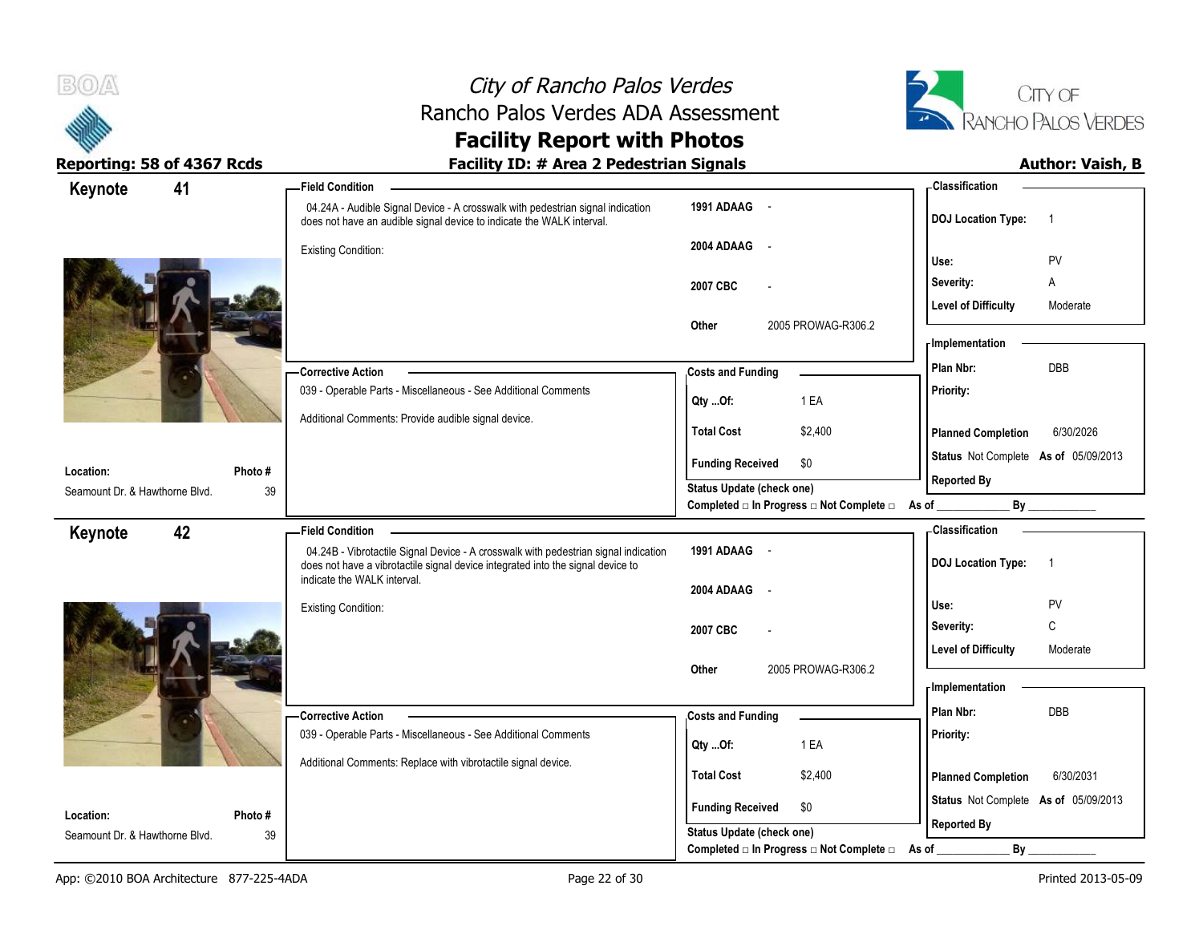# City of Rancho Palos Verdes
## Rancho Palos Verdes ADA Assessment
## Facility Report with Photos

**Reporting: 58 of 4367 Rcds** | **Facility ID: # Area 2 Pedestrian Signals** | **Author: Vaish, B**

---

### Keynote 41

**Field Condition**

04.24A - Audible Signal Device - A crosswalk with pedestrian signal indication does not have an audible signal device to indicate the WALK interval.

Existing Condition:

| | |
|---|---|
| 1991 ADAAG | - |
| 2004 ADAAG | - |
| 2007 CBC | - |
| Other | 2005 PROWAG-R306.2 |

**Classification**

| | |
|---|---|
| DOJ Location Type: | 1 |
| Use: | PV |
| Severity: | A |
| Level of Difficulty | Moderate |

**Corrective Action**

039 - Operable Parts - Miscellaneous - See Additional Comments

Additional Comments: Provide audible signal device.

**Costs and Funding**

| | |
|---|---|
| Qty ...Of: | 1 EA |
| Total Cost | $2,400 |
| Funding Received | $0 |

**Implementation**

| | |
|---|---|
| Plan Nbr: | DBB |
| Priority: | |
| Planned Completion | 6/30/2026 |
| Status | Not Complete As of 05/09/2013 |
| Reported By | |

**Location:** Seamount Dr. & Hawthorne Blvd.

**Photo #** 39

Status Update (check one)

Completed □ In Progress □ Not Complete □ As of ____________ By ____________

---

### Keynote 42

**Field Condition**

04.24B - Vibrotactile Signal Device - A crosswalk with pedestrian signal indication does not have a vibrotactile signal device integrated into the signal device to indicate the WALK interval.

Existing Condition:

| | |
|---|---|
| 1991 ADAAG | - |
| 2004 ADAAG | - |
| 2007 CBC | - |
| Other | 2005 PROWAG-R306.2 |

**Classification**

| | |
|---|---|
| DOJ Location Type: | 1 |
| Use: | PV |
| Severity: | C |
| Level of Difficulty | Moderate |

**Corrective Action**

039 - Operable Parts - Miscellaneous - See Additional Comments

Additional Comments: Replace with vibrotactile signal device.

**Costs and Funding**

| | |
|---|---|
| Qty ...Of: | 1 EA |
| Total Cost | $2,400 |
| Funding Received | $0 |

**Implementation**

| | |
|---|---|
| Plan Nbr: | DBB |
| Priority: | |
| Planned Completion | 6/30/2031 |
| Status | Not Complete As of 05/09/2013 |
| Reported By | |

**Location:** Seamount Dr. & Hawthorne Blvd.

**Photo #** 39

Status Update (check one)

Completed □ In Progress □ Not Complete □ As of ____________ By ____________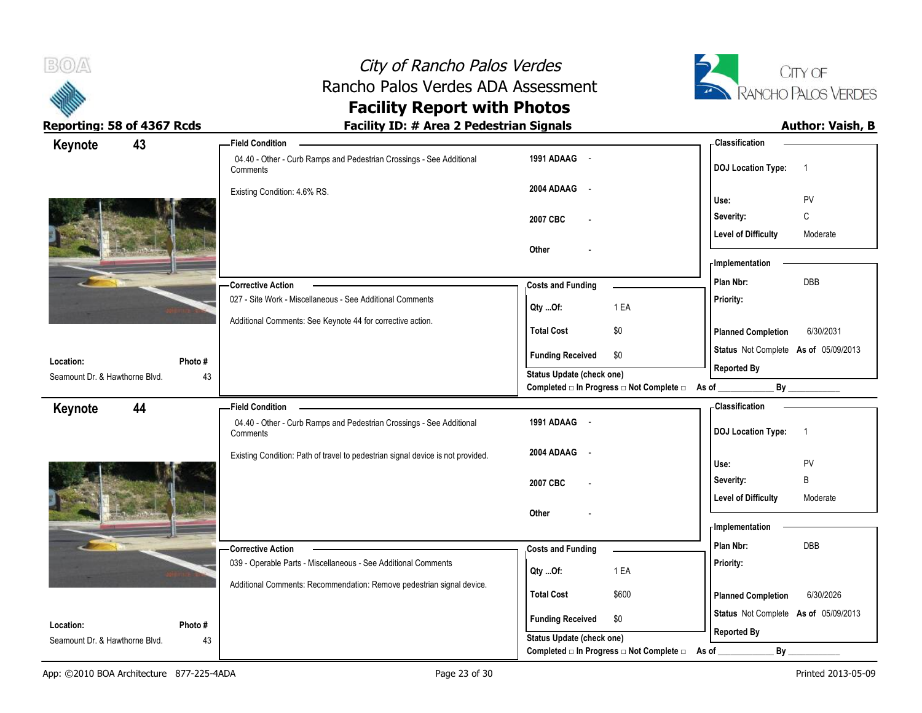# City of Rancho Palos Verdes
## Rancho Palos Verdes ADA Assessment
## Facility Report with Photos

**Reporting: 58 of 4367 Rcds**

**Facility ID: # Area 2 Pedestrian Signals**

**Author: Vaish, B**

---

## Keynote 43

**Field Condition**

04.40 - Other - Curb Ramps and Pedestrian Crossings - See Additional Comments

Existing Condition: 4.6% RS.

| | |
|---|---|
| 1991 ADAAG | - |
| 2004 ADAAG | - |
| 2007 CBC | - |
| Other | - |

**Classification**

| | |
|---|---|
| DOJ Location Type: | 1 |
| Use: | PV |
| Severity: | C |
| Level of Difficulty | Moderate |

**Corrective Action**

027 - Site Work - Miscellaneous - See Additional Comments

Additional Comments: See Keynote 44 for corrective action.

**Costs and Funding**

| | |
|---|---|
| Qty ...Of: | 1 EA |
| Total Cost | $0 |
| Funding Received | $0 |

**Implementation**

| | |
|---|---|
| Plan Nbr: | DBB |
| Priority: | |
| Planned Completion | 6/30/2031 |
| Status | Not Complete As of 05/09/2013 |
| Reported By | |

**Location:** Seamount Dr. & Hawthorne Blvd.

**Photo #** 43

Status Update (check one)
Completed □ In Progress □ Not Complete □ As of ____________ By ____________

---

## Keynote 44

**Field Condition**

04.40 - Other - Curb Ramps and Pedestrian Crossings - See Additional Comments

Existing Condition: Path of travel to pedestrian signal device is not provided.

| | |
|---|---|
| 1991 ADAAG | - |
| 2004 ADAAG | - |
| 2007 CBC | - |
| Other | - |

**Classification**

| | |
|---|---|
| DOJ Location Type: | 1 |
| Use: | PV |
| Severity: | B |
| Level of Difficulty | Moderate |

**Corrective Action**

039 - Operable Parts - Miscellaneous - See Additional Comments

Additional Comments: Recommendation: Remove pedestrian signal device.

**Costs and Funding**

| | |
|---|---|
| Qty ...Of: | 1 EA |
| Total Cost | $600 |
| Funding Received | $0 |

**Implementation**

| | |
|---|---|
| Plan Nbr: | DBB |
| Priority: | |
| Planned Completion | 6/30/2026 |
| Status | Not Complete As of 05/09/2013 |
| Reported By | |

**Location:** Seamount Dr. & Hawthorne Blvd.

**Photo #** 43

Status Update (check one)
Completed □ In Progress □ Not Complete □ As of ____________ By ____________

---

App: ©2010 BOA Architecture 877-225-4ADA

Printed 2013-05-09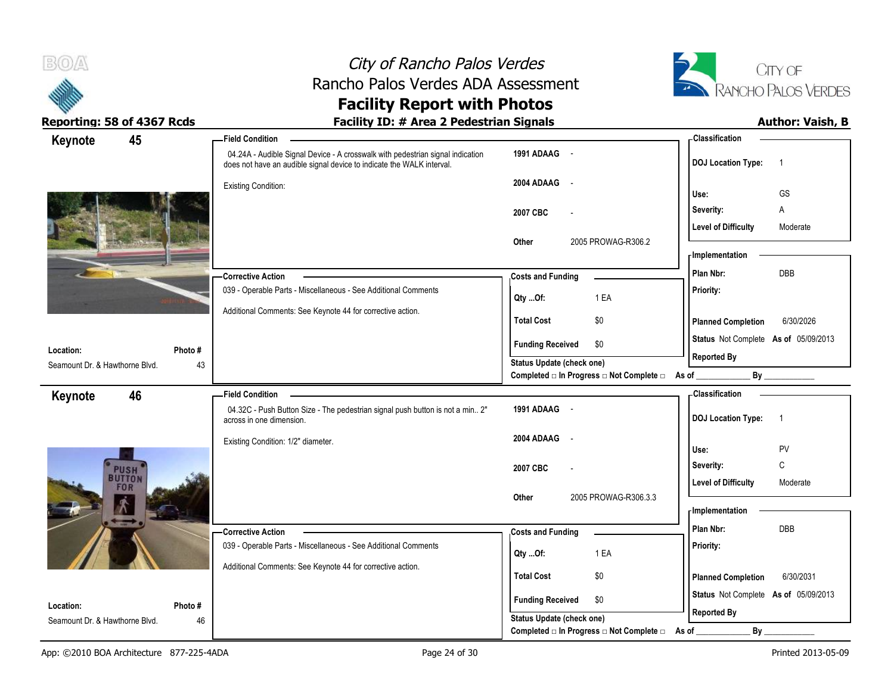# City of Rancho Palos Verdes
## Rancho Palos Verdes ADA Assessment
## Facility Report with Photos

**Reporting: 58 of 4367 Rcds** | **Facility ID: # Area 2 Pedestrian Signals** | **Author: Vaish, B**

---

## Keynote 45

**Location:** Seamount Dr. & Hawthorne Blvd.
**Photo #:** 43

**Field Condition**

04.24A - Audible Signal Device - A crosswalk with pedestrian signal indication does not have an audible signal device to indicate the WALK interval.

Existing Condition:

| | |
|---|---|
| 1991 ADAAG | - |
| 2004 ADAAG | - |
| 2007 CBC | - |
| Other | 2005 PROWAG-R306.2 |

**Corrective Action**

039 - Operable Parts - Miscellaneous - See Additional Comments

Additional Comments: See Keynote 44 for corrective action.

**Costs and Funding**

| | |
|---|---|
| Qty ...Of: | 1 EA |
| Total Cost | $0 |
| Funding Received | $0 |

Status Update (check one)
Completed □ In Progress □ Not Complete □ As of ____________ By ____________

**Classification**

| | |
|---|---|
| DOJ Location Type: | 1 |
| Use: | GS |
| Severity: | A |
| Level of Difficulty | Moderate |

**Implementation**

| | |
|---|---|
| Plan Nbr: | DBB |
| Priority: | |
| Planned Completion | 6/30/2026 |
| Status | Not Complete As of 05/09/2013 |
| Reported By | |

---

## Keynote 46

**Location:** Seamount Dr. & Hawthorne Blvd.
**Photo #:** 46

**Field Condition**

04.32C - Push Button Size - The pedestrian signal push button is not a min.. 2" across in one dimension.

Existing Condition: 1/2" diameter.

| | |
|---|---|
| 1991 ADAAG | - |
| 2004 ADAAG | - |
| 2007 CBC | - |
| Other | 2005 PROWAG-R306.3.3 |

**Corrective Action**

039 - Operable Parts - Miscellaneous - See Additional Comments

Additional Comments: See Keynote 44 for corrective action.

**Costs and Funding**

| | |
|---|---|
| Qty ...Of: | 1 EA |
| Total Cost | $0 |
| Funding Received | $0 |

Status Update (check one)
Completed □ In Progress □ Not Complete □ As of ____________ By ____________

**Classification**

| | |
|---|---|
| DOJ Location Type: | 1 |
| Use: | PV |
| Severity: | C |
| Level of Difficulty | Moderate |

**Implementation**

| | |
|---|---|
| Plan Nbr: | DBB |
| Priority: | |
| Planned Completion | 6/30/2031 |
| Status | Not Complete As of 05/09/2013 |
| Reported By | |

---

App: ©2010 BOA Architecture 877-225-4ADA | Printed 2013-05-09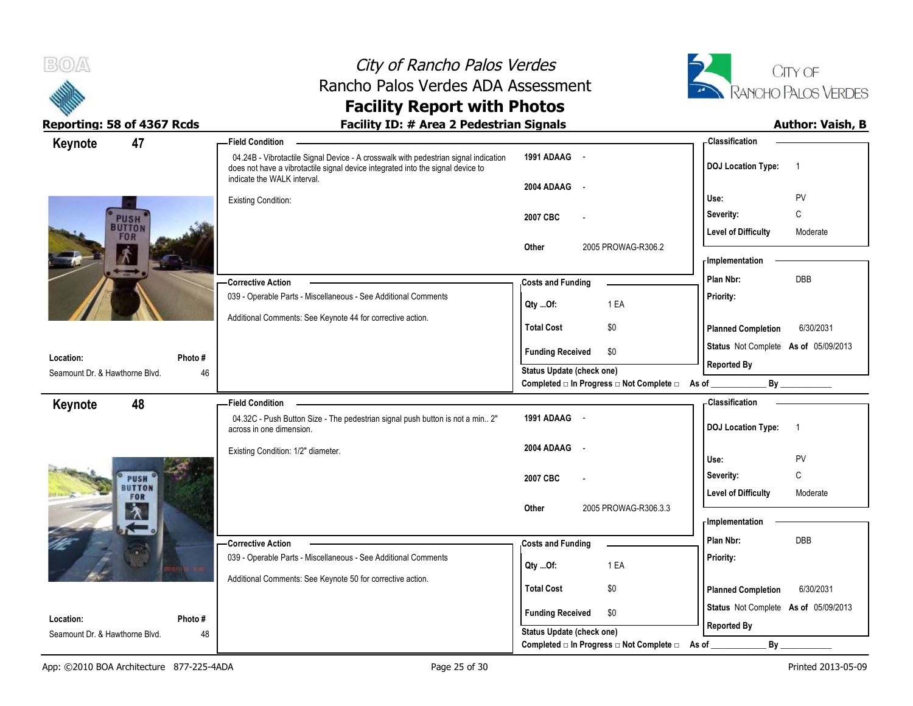# City of Rancho Palos Verdes
## Rancho Palos Verdes ADA Assessment
## Facility Report with Photos

**Reporting: 58 of 4367 Rcds** | **Facility ID: # Area 2 Pedestrian Signals** | **Author: Vaish, B**

---

## Keynote 47

**Field Condition**

04.24B - Vibrotactile Signal Device - A crosswalk with pedestrian signal indication does not have a vibrotactile signal device integrated into the signal device to indicate the WALK interval.

Existing Condition:

| | |
|---|---|
| 1991 ADAAG | - |
| 2004 ADAAG | - |
| 2007 CBC | - |
| Other | 2005 PROWAG-R306.2 |

**Corrective Action**

039 - Operable Parts - Miscellaneous - See Additional Comments

Additional Comments: See Keynote 44 for corrective action.

**Costs and Funding**

| | |
|---|---|
| Qty ...Of: | 1 EA |
| Total Cost | $0 |
| Funding Received | $0 |

Status Update (check one)
Completed □ In Progress □ Not Complete □ As of ____________ By ____________

**Classification**

| | |
|---|---|
| DOJ Location Type: | 1 |
| Use: | PV |
| Severity: | C |
| Level of Difficulty | Moderate |

**Implementation**

| | |
|---|---|
| Plan Nbr: | DBB |
| Priority: | |
| Planned Completion | 6/30/2031 |
| Status | Not Complete As of 05/09/2013 |
| Reported By | |

**Location:** Seamount Dr. & Hawthorne Blvd. **Photo #** 46

---

## Keynote 48

**Field Condition**

04.32C - Push Button Size - The pedestrian signal push button is not a min.. 2" across in one dimension.

Existing Condition: 1/2" diameter.

| | |
|---|---|
| 1991 ADAAG | - |
| 2004 ADAAG | - |
| 2007 CBC | - |
| Other | 2005 PROWAG-R306.3.3 |

**Corrective Action**

039 - Operable Parts - Miscellaneous - See Additional Comments

Additional Comments: See Keynote 50 for corrective action.

**Costs and Funding**

| | |
|---|---|
| Qty ...Of: | 1 EA |
| Total Cost | $0 |
| Funding Received | $0 |

Status Update (check one)
Completed □ In Progress □ Not Complete □ As of ____________ By ____________

**Classification**

| | |
|---|---|
| DOJ Location Type: | 1 |
| Use: | PV |
| Severity: | C |
| Level of Difficulty | Moderate |

**Implementation**

| | |
|---|---|
| Plan Nbr: | DBB |
| Priority: | |
| Planned Completion | 6/30/2031 |
| Status | Not Complete As of 05/09/2013 |
| Reported By | |

**Location:** Seamount Dr. & Hawthorne Blvd. **Photo #** 48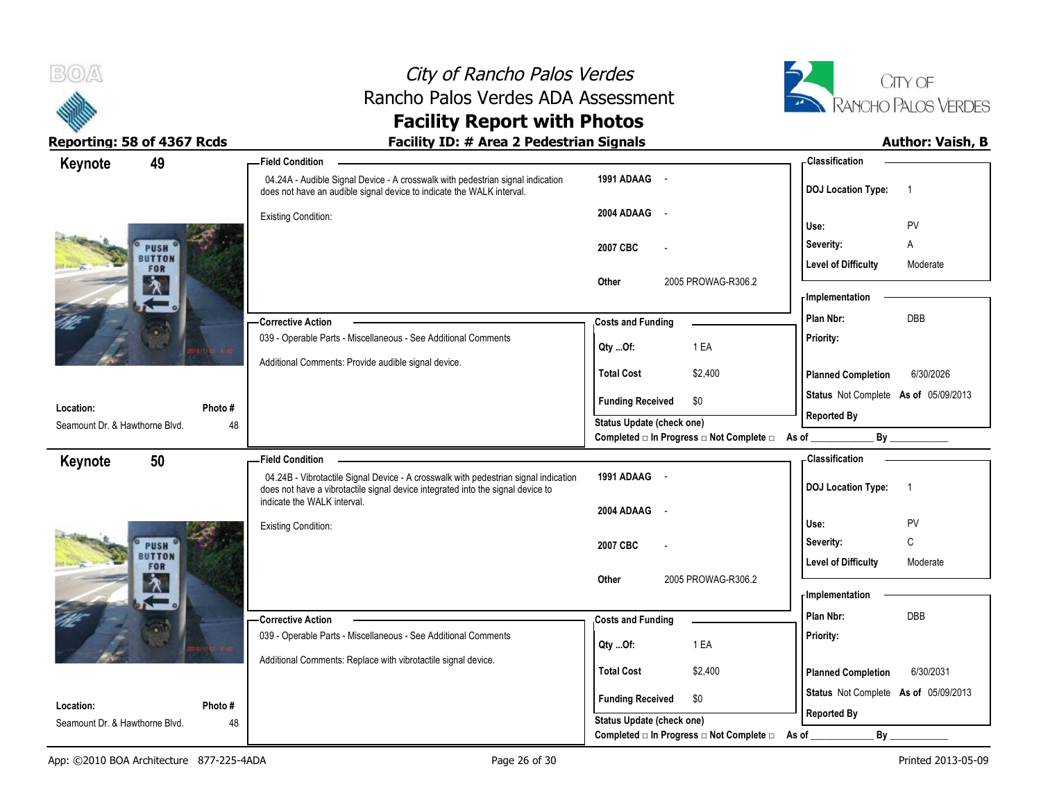# City of Rancho Palos Verdes
## Rancho Palos Verdes ADA Assessment
## Facility Report with Photos

**Reporting: 58 of 4367 Rcds**

**Facility ID: # Area 2 Pedestrian Signals**

**Author: Vaish, B**

---

## Keynote 49

**Field Condition**

04.24A - Audible Signal Device - A crosswalk with pedestrian signal indication does not have an audible signal device to indicate the WALK interval.

Existing Condition:

| | |
|---|---|
| **1991 ADAAG** | - |
| **2004 ADAAG** | - |
| **2007 CBC** | - |
| **Other** | 2005 PROWAG-R306.2 |

**Classification**

| | |
|---|---|
| **DOJ Location Type:** | 1 |
| **Use:** | PV |
| **Severity:** | A |
| **Level of Difficulty** | Moderate |

**Corrective Action**

039 - Operable Parts - Miscellaneous - See Additional Comments

Additional Comments: Provide audible signal device.

**Costs and Funding**

| | |
|---|---|
| **Qty ...Of:** | 1 EA |
| **Total Cost** | $2,400 |
| **Funding Received** | $0 |

**Implementation**

| | |
|---|---|
| **Plan Nbr:** | DBB |
| **Priority:** | |
| **Planned Completion** | 6/30/2026 |
| **Status** | Not Complete **As of** 05/09/2013 |
| **Reported By** | |

**Location:** Seamount Dr. & Hawthorne Blvd.

**Photo #** 48

**Status Update (check one)**

Completed □ In Progress □ Not Complete □ As of ____________ By ____________

---

## Keynote 50

**Field Condition**

04.24B - Vibrotactile Signal Device - A crosswalk with pedestrian signal indication does not have a vibrotactile signal device integrated into the signal device to indicate the WALK interval.

Existing Condition:

| | |
|---|---|
| **1991 ADAAG** | - |
| **2004 ADAAG** | - |
| **2007 CBC** | - |
| **Other** | 2005 PROWAG-R306.2 |

**Classification**

| | |
|---|---|
| **DOJ Location Type:** | 1 |
| **Use:** | PV |
| **Severity:** | C |
| **Level of Difficulty** | Moderate |

**Corrective Action**

039 - Operable Parts - Miscellaneous - See Additional Comments

Additional Comments: Replace with vibrotactile signal device.

**Costs and Funding**

| | |
|---|---|
| **Qty ...Of:** | 1 EA |
| **Total Cost** | $2,400 |
| **Funding Received** | $0 |

**Implementation**

| | |
|---|---|
| **Plan Nbr:** | DBB |
| **Priority:** | |
| **Planned Completion** | 6/30/2031 |
| **Status** | Not Complete **As of** 05/09/2013 |
| **Reported By** | |

**Location:** Seamount Dr. & Hawthorne Blvd.

**Photo #** 48

**Status Update (check one)**

Completed □ In Progress □ Not Complete □ As of ____________ By ____________

---

App: ©2010 BOA Architecture 877-225-4ADA

Printed 2013-05-09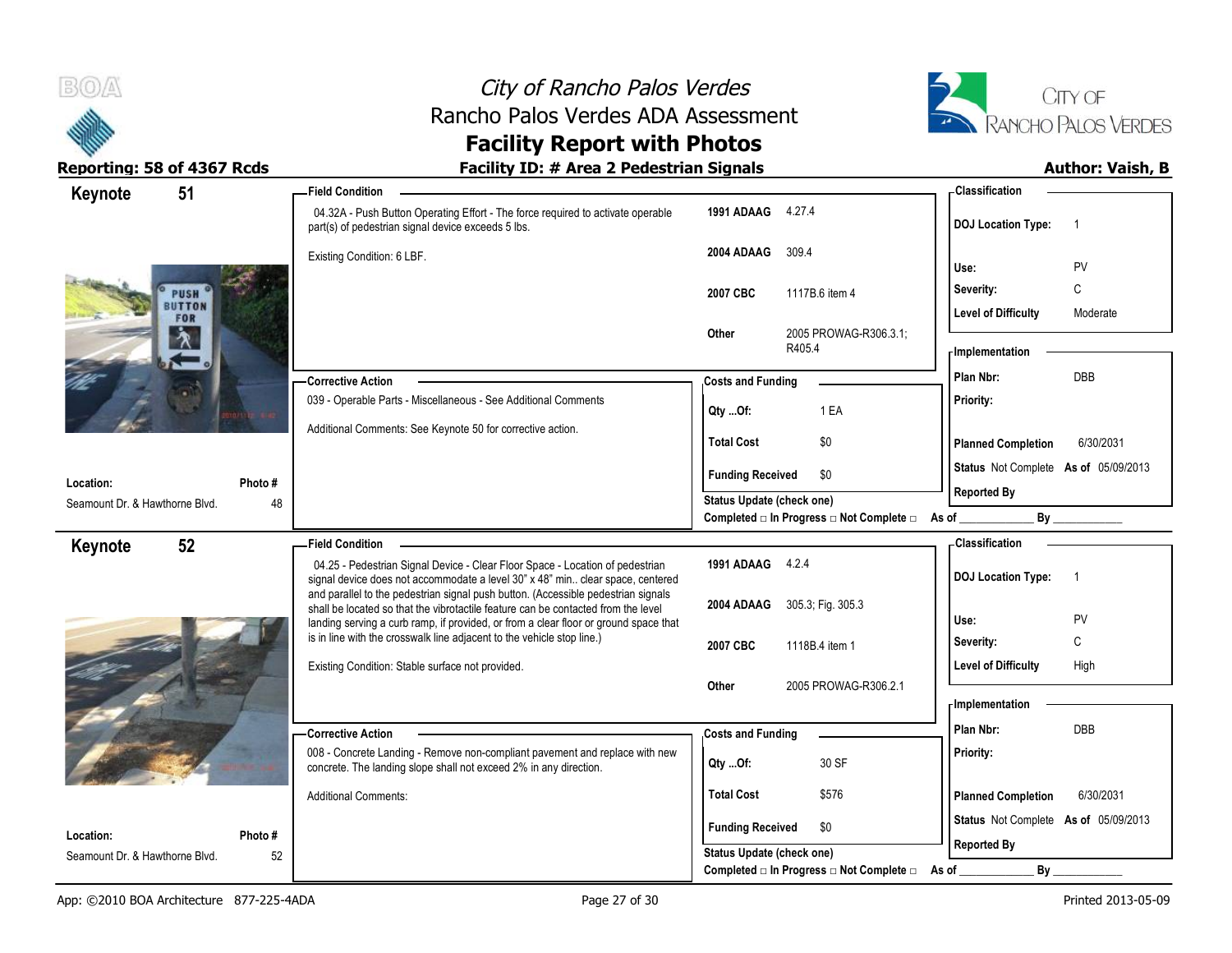# City of Rancho Palos Verdes
## Rancho Palos Verdes ADA Assessment
## Facility Report with Photos

**Reporting: 58 of 4367 Rcds** | **Facility ID: # Area 2 Pedestrian Signals** | **Author: Vaish, B**

---

## Keynote 51

**Location:** Seamount Dr. & Hawthorne Blvd.
**Photo #:** 48

**Field Condition**

04.32A - Push Button Operating Effort - The force required to activate operable part(s) of pedestrian signal device exceeds 5 lbs.

Existing Condition: 6 LBF.

| | |
|---|---|
| **1991 ADAAG** | 4.27.4 |
| **2004 ADAAG** | 309.4 |
| **2007 CBC** | 1117B.6 item 4 |
| **Other** | 2005 PROWAG-R306.3.1; R405.4 |

**Corrective Action**

039 - Operable Parts - Miscellaneous - See Additional Comments

Additional Comments: See Keynote 50 for corrective action.

**Costs and Funding**

| | |
|---|---|
| **Qty ...Of:** | 1 EA |
| **Total Cost** | $0 |
| **Funding Received** | $0 |

**Status Update (check one)**
Completed □ In Progress □ Not Complete □ As of ____________ By ____________

**Classification**

| | |
|---|---|
| **DOJ Location Type:** | 1 |
| **Use:** | PV |
| **Severity:** | C |
| **Level of Difficulty** | Moderate |

**Implementation**

| | |
|---|---|
| **Plan Nbr:** | DBB |
| **Priority:** | |
| **Planned Completion** | 6/30/2031 |
| **Status** | Not Complete **As of** 05/09/2013 |
| **Reported By** | |

---

## Keynote 52

**Location:** Seamount Dr. & Hawthorne Blvd.
**Photo #:** 52

**Field Condition**

04.25 - Pedestrian Signal Device - Clear Floor Space - Location of pedestrian signal device does not accommodate a level 30" x 48" min.. clear space, centered and parallel to the pedestrian signal push button. (Accessible pedestrian signals shall be located so that the vibrotactile feature can be contacted from the level landing serving a curb ramp, if provided, or from a clear floor or ground space that is in line with the crosswalk line adjacent to the vehicle stop line.)

Existing Condition: Stable surface not provided.

| | |
|---|---|
| **1991 ADAAG** | 4.2.4 |
| **2004 ADAAG** | 305.3; Fig. 305.3 |
| **2007 CBC** | 1118B.4 item 1 |
| **Other** | 2005 PROWAG-R306.2.1 |

**Corrective Action**

008 - Concrete Landing - Remove non-compliant pavement and replace with new concrete. The landing slope shall not exceed 2% in any direction.

Additional Comments:

**Costs and Funding**

| | |
|---|---|
| **Qty ...Of:** | 30 SF |
| **Total Cost** | $576 |
| **Funding Received** | $0 |

**Status Update (check one)**
Completed □ In Progress □ Not Complete □ As of ____________ By ____________

**Classification**

| | |
|---|---|
| **DOJ Location Type:** | 1 |
| **Use:** | PV |
| **Severity:** | C |
| **Level of Difficulty** | High |

**Implementation**

| | |
|---|---|
| **Plan Nbr:** | DBB |
| **Priority:** | |
| **Planned Completion** | 6/30/2031 |
| **Status** | Not Complete **As of** 05/09/2013 |
| **Reported By** | |

App: ©2010 BOA Architecture 877-225-4ADA | Printed 2013-05-09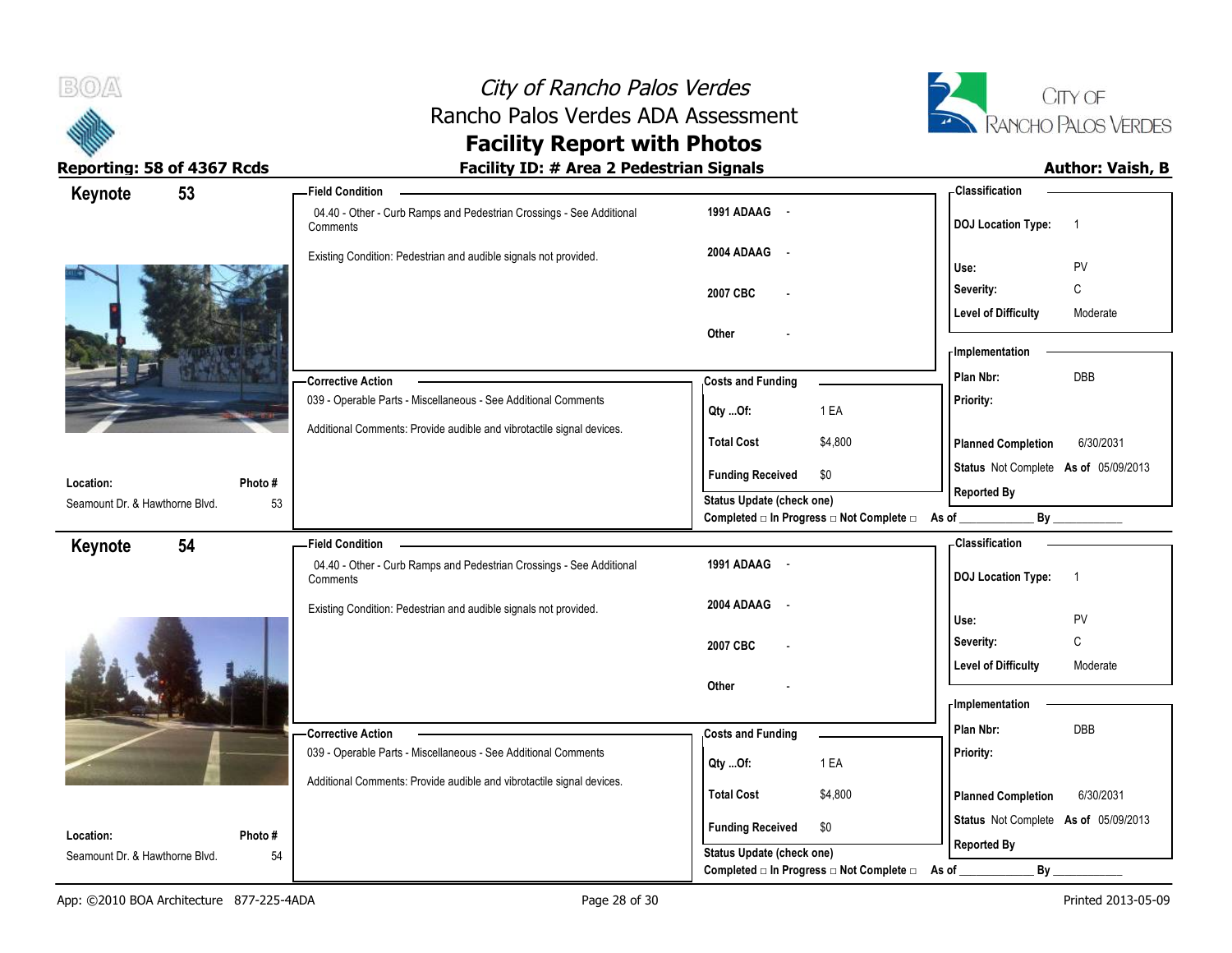# City of Rancho Palos Verdes
## Rancho Palos Verdes ADA Assessment
## Facility Report with Photos

**Reporting: 58 of 4367 Rcds** — **Facility ID: # Area 2 Pedestrian Signals** — **Author: Vaish, B**

---

### Keynote 53

**Location:** Seamount Dr. & Hawthorne Blvd.
**Photo #:** 53

**Field Condition**

04.40 - Other - Curb Ramps and Pedestrian Crossings - See Additional Comments

Existing Condition: Pedestrian and audible signals not provided.

| | |
|---|---|
| 1991 ADAAG | - |
| 2004 ADAAG | - |
| 2007 CBC | - |
| Other | - |

**Classification**

| | |
|---|---|
| DOJ Location Type: | 1 |
| Use: | PV |
| Severity: | C |
| Level of Difficulty | Moderate |

**Corrective Action**

039 - Operable Parts - Miscellaneous - See Additional Comments

Additional Comments: Provide audible and vibrotactile signal devices.

**Costs and Funding**

| | |
|---|---|
| Qty ...Of: | 1 EA |
| Total Cost | $4,800 |
| Funding Received | $0 |

**Implementation**

| | |
|---|---|
| Plan Nbr: | DBB |
| Priority: | |
| Planned Completion | 6/30/2031 |
| Status | Not Complete As of 05/09/2013 |
| Reported By | |

Status Update (check one)
Completed □ In Progress □ Not Complete □ As of ____________ By ____________

---

### Keynote 54

**Location:** Seamount Dr. & Hawthorne Blvd.
**Photo #:** 54

**Field Condition**

04.40 - Other - Curb Ramps and Pedestrian Crossings - See Additional Comments

Existing Condition: Pedestrian and audible signals not provided.

| | |
|---|---|
| 1991 ADAAG | - |
| 2004 ADAAG | - |
| 2007 CBC | - |
| Other | - |

**Classification**

| | |
|---|---|
| DOJ Location Type: | 1 |
| Use: | PV |
| Severity: | C |
| Level of Difficulty | Moderate |

**Corrective Action**

039 - Operable Parts - Miscellaneous - See Additional Comments

Additional Comments: Provide audible and vibrotactile signal devices.

**Costs and Funding**

| | |
|---|---|
| Qty ...Of: | 1 EA |
| Total Cost | $4,800 |
| Funding Received | $0 |

**Implementation**

| | |
|---|---|
| Plan Nbr: | DBB |
| Priority: | |
| Planned Completion | 6/30/2031 |
| Status | Not Complete As of 05/09/2013 |
| Reported By | |

Status Update (check one)
Completed □ In Progress □ Not Complete □ As of ____________ By ____________

---

App: ©2010 BOA Architecture 877-225-4ADA — Printed 2013-05-09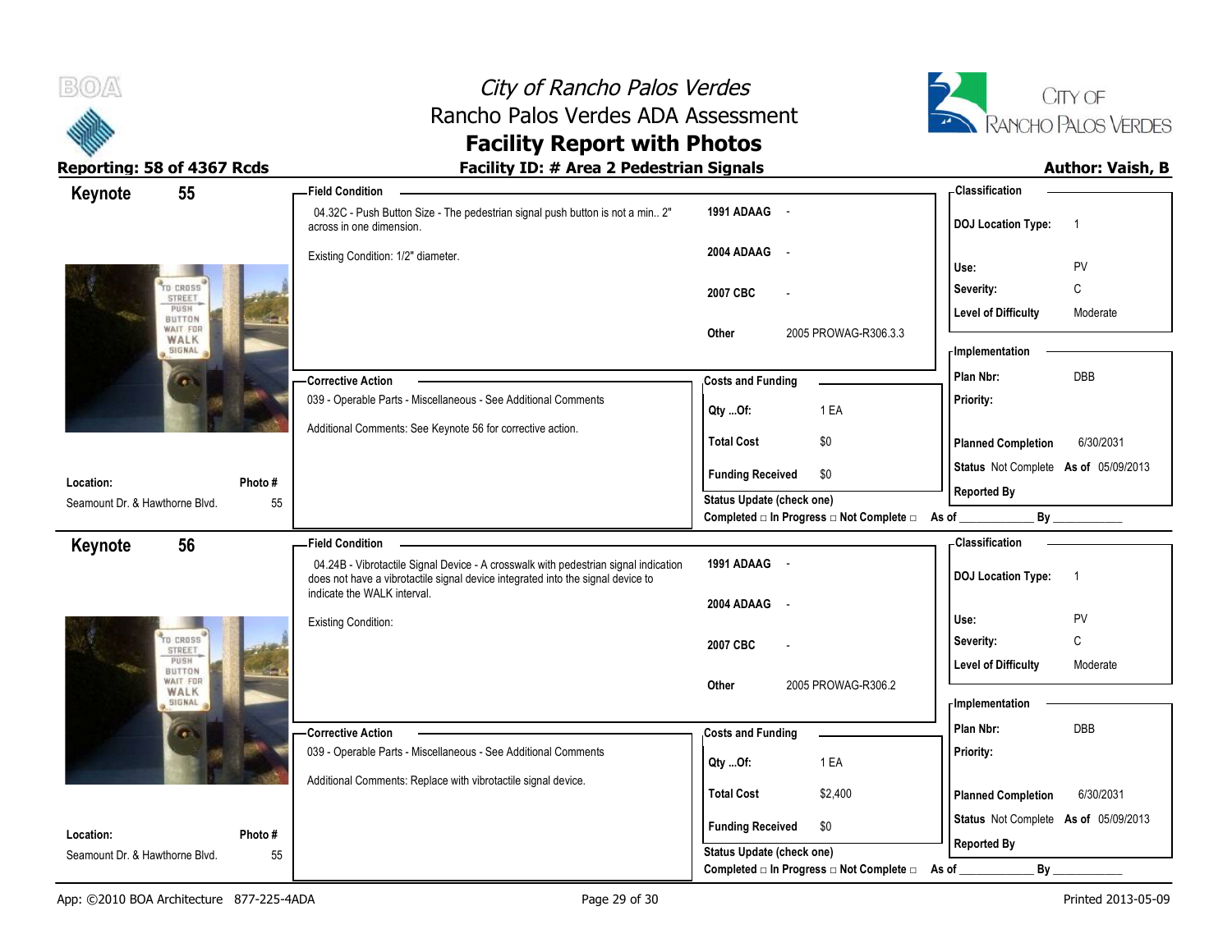# City of Rancho Palos Verdes
## Rancho Palos Verdes ADA Assessment
## Facility Report with Photos

**Reporting: 58 of 4367 Rcds** | **Facility ID: # Area 2 Pedestrian Signals** | **Author: Vaish, B**

---

### Keynote 55

**Location:** Seamount Dr. & Hawthorne Blvd.
**Photo #:** 55

**Field Condition**

04.32C - Push Button Size - The pedestrian signal push button is not a min.. 2" across in one dimension.

Existing Condition: 1/2" diameter.

| | |
|---|---|
| 1991 ADAAG | - |
| 2004 ADAAG | - |
| 2007 CBC | - |
| Other | 2005 PROWAG-R306.3.3 |

**Classification**

| | |
|---|---|
| DOJ Location Type: | 1 |
| Use: | PV |
| Severity: | C |
| Level of Difficulty | Moderate |

**Corrective Action**

039 - Operable Parts - Miscellaneous - See Additional Comments

Additional Comments: See Keynote 56 for corrective action.

**Costs and Funding**

| | |
|---|---|
| Qty ...Of: | 1 EA |
| Total Cost | $0 |
| Funding Received | $0 |

Status Update (check one)
Completed □ In Progress □ Not Complete □ As of ____________ By ____________

**Implementation**

| | |
|---|---|
| Plan Nbr: | DBB |
| Priority: | |
| Planned Completion | 6/30/2031 |
| Status | Not Complete As of 05/09/2013 |
| Reported By | |

---

### Keynote 56

**Location:** Seamount Dr. & Hawthorne Blvd.
**Photo #:** 55

**Field Condition**

04.24B - Vibrotactile Signal Device - A crosswalk with pedestrian signal indication does not have a vibrotactile signal device integrated into the signal device to indicate the WALK interval.

Existing Condition:

| | |
|---|---|
| 1991 ADAAG | - |
| 2004 ADAAG | - |
| 2007 CBC | - |
| Other | 2005 PROWAG-R306.2 |

**Classification**

| | |
|---|---|
| DOJ Location Type: | 1 |
| Use: | PV |
| Severity: | C |
| Level of Difficulty | Moderate |

**Corrective Action**

039 - Operable Parts - Miscellaneous - See Additional Comments

Additional Comments: Replace with vibrotactile signal device.

**Costs and Funding**

| | |
|---|---|
| Qty ...Of: | 1 EA |
| Total Cost | $2,400 |
| Funding Received | $0 |

Status Update (check one)
Completed □ In Progress □ Not Complete □ As of ____________ By ____________

**Implementation**

| | |
|---|---|
| Plan Nbr: | DBB |
| Priority: | |
| Planned Completion | 6/30/2031 |
| Status | Not Complete As of 05/09/2013 |
| Reported By | |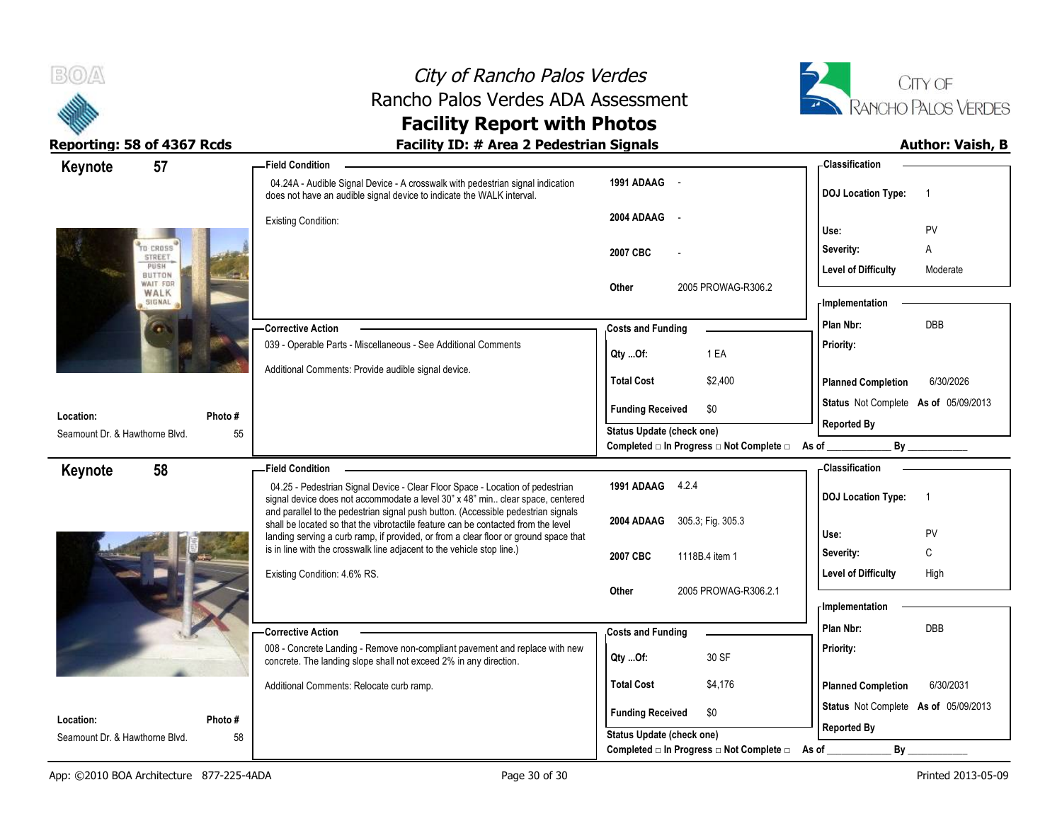# City of Rancho Palos Verdes
## Rancho Palos Verdes ADA Assessment
## Facility Report with Photos

**Reporting: 58 of 4367 Rcds** | **Facility ID: # Area 2 Pedestrian Signals** | **Author: Vaish, B**

---

### Keynote 57

**Location:** Seamount Dr. & Hawthorne Blvd.
**Photo #** 55

**Field Condition**

04.24A - Audible Signal Device - A crosswalk with pedestrian signal indication does not have an audible signal device to indicate the WALK interval.

Existing Condition:

| | |
|---|---|
| 1991 ADAAG | - |
| 2004 ADAAG | - |
| 2007 CBC | - |
| Other | 2005 PROWAG-R306.2 |

**Corrective Action**

039 - Operable Parts - Miscellaneous - See Additional Comments

Additional Comments: Provide audible signal device.

**Costs and Funding**

| | |
|---|---|
| Qty ...Of: | 1 EA |
| Total Cost | $2,400 |
| Funding Received | $0 |

Status Update (check one)
Completed □ In Progress □ Not Complete □ As of ____________ By ____________

**Classification**

| | |
|---|---|
| DOJ Location Type: | 1 |
| Use: | PV |
| Severity: | A |
| Level of Difficulty | Moderate |

**Implementation**

| | |
|---|---|
| Plan Nbr: | DBB |
| Priority: | |
| Planned Completion | 6/30/2026 |
| Status | Not Complete As of 05/09/2013 |
| Reported By | |

---

### Keynote 58

**Location:** Seamount Dr. & Hawthorne Blvd.
**Photo #** 58

**Field Condition**

04.25 - Pedestrian Signal Device - Clear Floor Space - Location of pedestrian signal device does not accommodate a level 30" x 48" min.. clear space, centered and parallel to the pedestrian signal push button. (Accessible pedestrian signals shall be located so that the vibrotactile feature can be contacted from the level landing serving a curb ramp, if provided, or from a clear floor or ground space that is in line with the crosswalk line adjacent to the vehicle stop line.)

Existing Condition: 4.6% RS.

| | |
|---|---|
| 1991 ADAAG | 4.2.4 |
| 2004 ADAAG | 305.3; Fig. 305.3 |
| 2007 CBC | 1118B.4 item 1 |
| Other | 2005 PROWAG-R306.2.1 |

**Corrective Action**

008 - Concrete Landing - Remove non-compliant pavement and replace with new concrete. The landing slope shall not exceed 2% in any direction.

Additional Comments: Relocate curb ramp.

**Costs and Funding**

| | |
|---|---|
| Qty ...Of: | 30 SF |
| Total Cost | $4,176 |
| Funding Received | $0 |

Status Update (check one)
Completed □ In Progress □ Not Complete □ As of ____________ By ____________

**Classification**

| | |
|---|---|
| DOJ Location Type: | 1 |
| Use: | PV |
| Severity: | C |
| Level of Difficulty | High |

**Implementation**

| | |
|---|---|
| Plan Nbr: | DBB |
| Priority: | |
| Planned Completion | 6/30/2031 |
| Status | Not Complete As of 05/09/2013 |
| Reported By | |